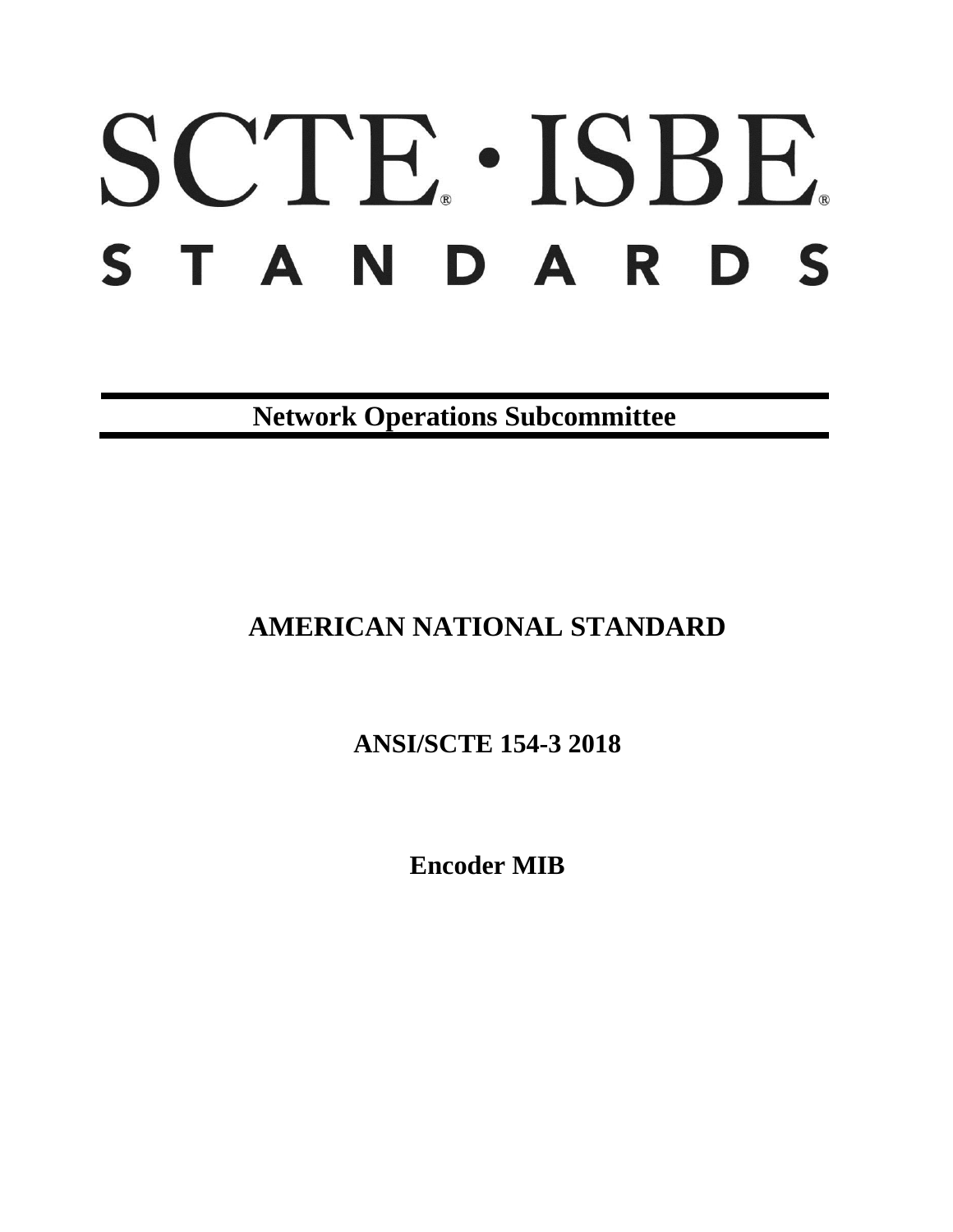# SCTE · ISBE

# STANDARDS

**Network Operations Subcommittee**

## AMERICAN NATIONAL STANDARD

**ANSI/SCTE 154-3 2018**

**Encoder MIB**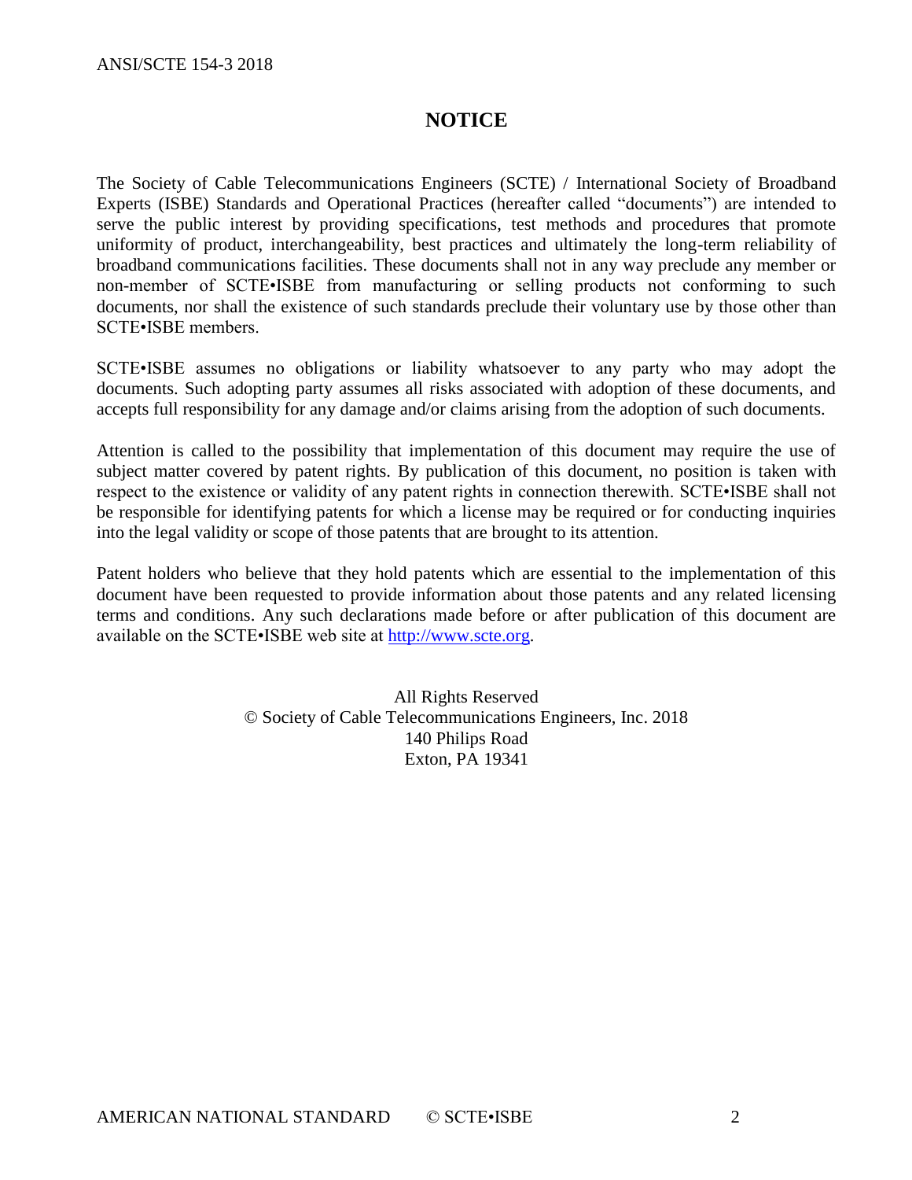# NOTICE

The Society of Cable Telecommunications Engineers (SCTE) / International Society of Broadband Experts (ISBE) Standards and Operational Practices (hereafter called "documents") are intended to serve the public interest by providing specifications, test methods and procedures that promote uniformity of product, interchangeability, best practices and ultimately the long-term reliability of broadband communications facilities. These documents shall not in any way preclude any member or non-member of SCTE•ISBE from manufacturing or selling products not conforming to such documents, nor shall the existence of such standards preclude their voluntary use by those other than SCTE•ISBE members.

SCTE•ISBE assumes no obligations or liability whatsoever to any party who may adopt the documents. Such adopting party assumes all risks associated with adoption of these documents, and accepts full responsibility for any damage and/or claims arising from the adoption of such documents.

Attention is called to the possibility that implementation of this document may require the use of subject matter covered by patent rights. By publication of this document, no position is taken with respect to the existence or validity of any patent rights in connection therewith. SCTE•ISBE shall not be responsible for identifying patents for which a license may be required or for conducting inquiries into the legal validity or scope of those patents that are brought to its attention.

Patent holders who believe that they hold patents which are essential to the implementation of this document have been requested to provide information about those patents and any related licensing terms and conditions. Any such declarations made before or after publication of this document are available on the SCTE•ISBE web site at http://www.scte.org.

All Rights Reserved
© Society of Cable Telecommunications Engineers, Inc. 2018
140 Philips Road
Exton, PA 19341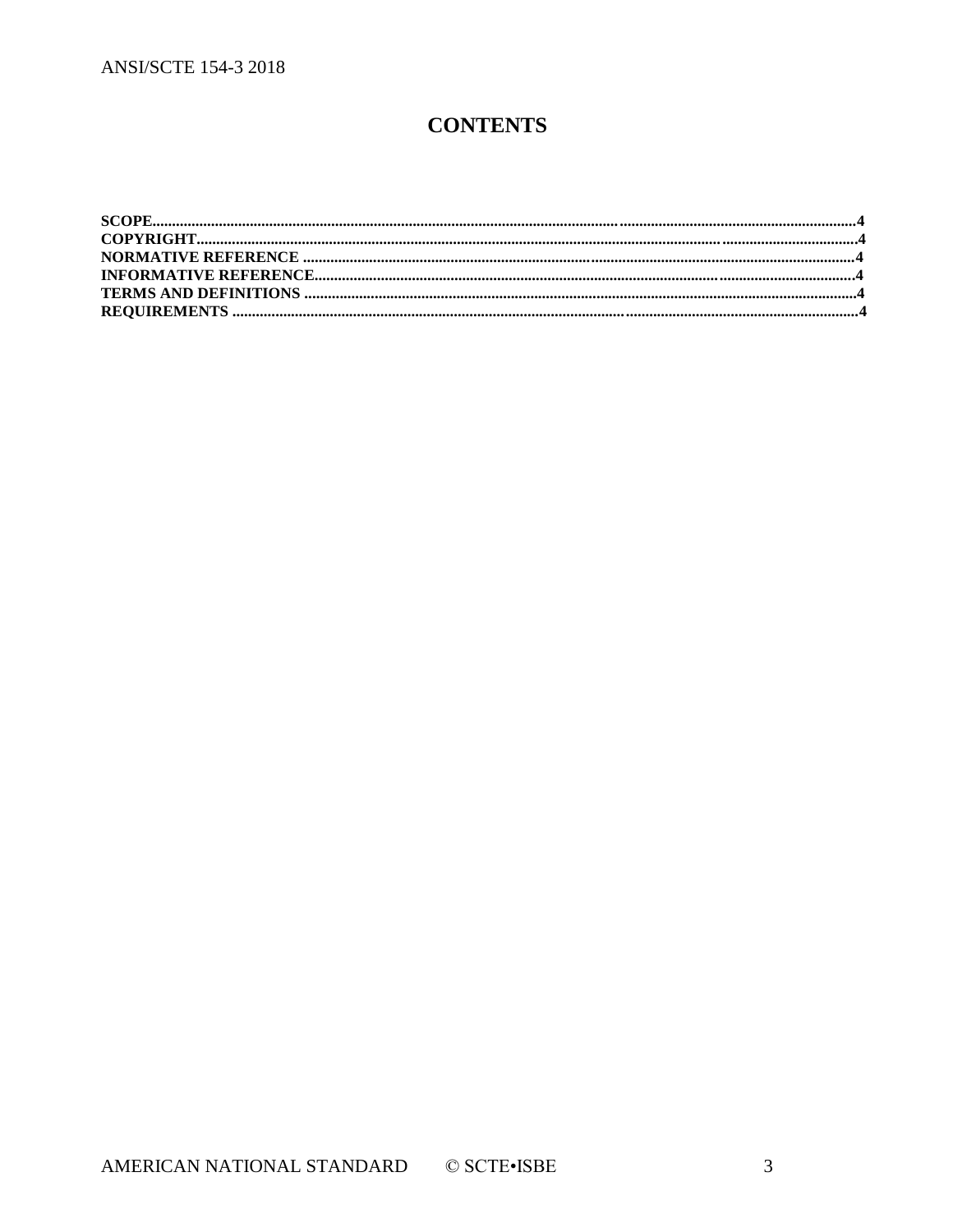# CONTENTS

**SCOPE** .......... **4**
**COPYRIGHT** .......... **4**
**NORMATIVE REFERENCE** .......... **4**
**INFORMATIVE REFERENCE** .......... **4**
**TERMS AND DEFINITIONS** .......... **4**
**REQUIREMENTS** .......... **4**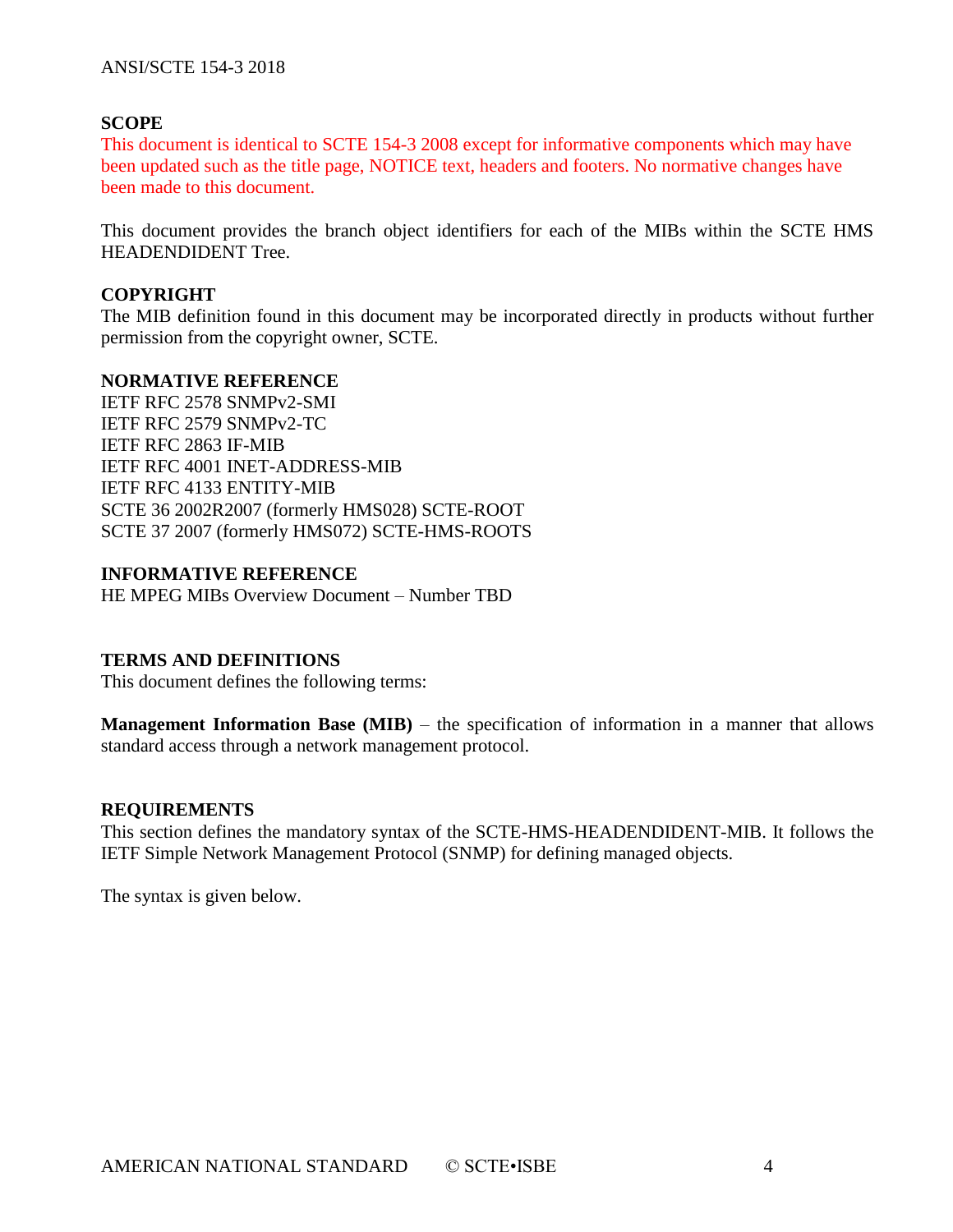## SCOPE

This document is identical to SCTE 154-3 2008 except for informative components which may have been updated such as the title page, NOTICE text, headers and footers. No normative changes have been made to this document.

This document provides the branch object identifiers for each of the MIBs within the SCTE HMS HEADENDIDENT Tree.

## COPYRIGHT

The MIB definition found in this document may be incorporated directly in products without further permission from the copyright owner, SCTE.

## NORMATIVE REFERENCE

IETF RFC 2578 SNMPv2-SMI
IETF RFC 2579 SNMPv2-TC
IETF RFC 2863 IF-MIB
IETF RFC 4001 INET-ADDRESS-MIB
IETF RFC 4133 ENTITY-MIB
SCTE 36 2002R2007 (formerly HMS028) SCTE-ROOT
SCTE 37 2007 (formerly HMS072) SCTE-HMS-ROOTS

## INFORMATIVE REFERENCE

HE MPEG MIBs Overview Document – Number TBD

## TERMS AND DEFINITIONS

This document defines the following terms:

**Management Information Base (MIB)** – the specification of information in a manner that allows standard access through a network management protocol.

## REQUIREMENTS

This section defines the mandatory syntax of the SCTE-HMS-HEADENDIDENT-MIB. It follows the IETF Simple Network Management Protocol (SNMP) for defining managed objects.

The syntax is given below.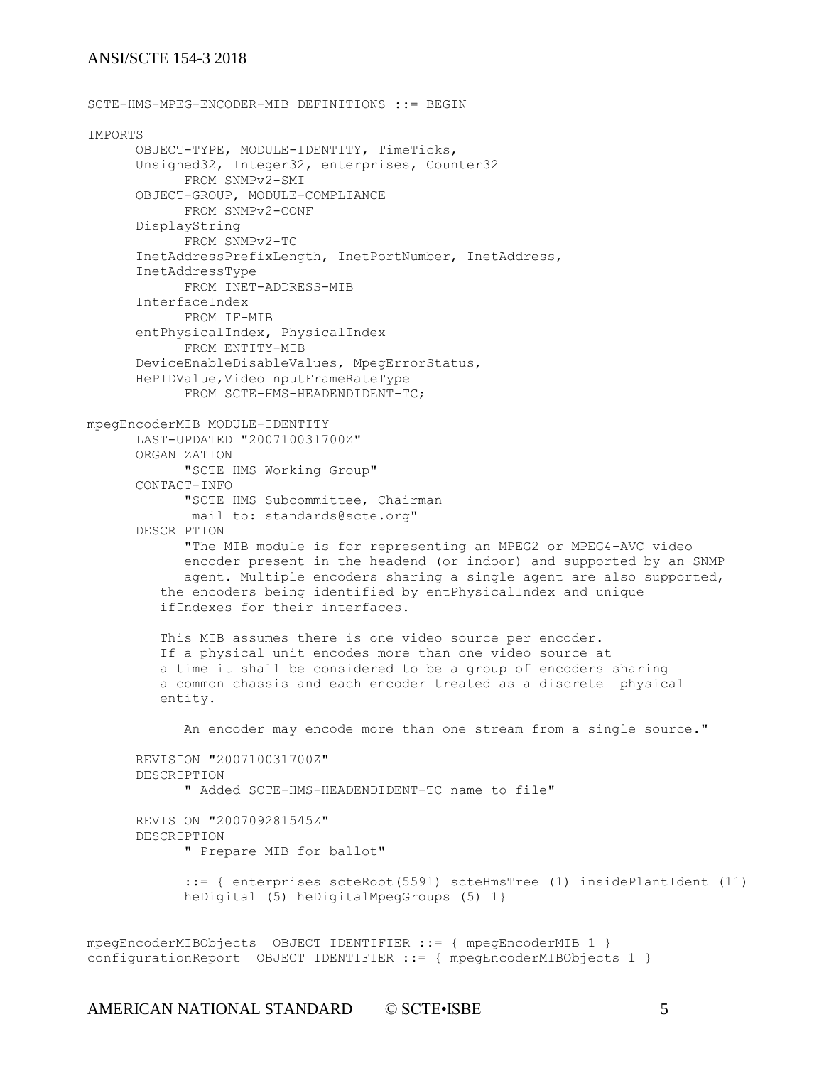```
SCTE-HMS-MPEG-ENCODER-MIB DEFINITIONS ::= BEGIN

IMPORTS
      OBJECT-TYPE, MODULE-IDENTITY, TimeTicks,
      Unsigned32, Integer32, enterprises, Counter32
            FROM SNMPv2-SMI
      OBJECT-GROUP, MODULE-COMPLIANCE
            FROM SNMPv2-CONF
      DisplayString
            FROM SNMPv2-TC
      InetAddressPrefixLength, InetPortNumber, InetAddress,
      InetAddressType
            FROM INET-ADDRESS-MIB
      InterfaceIndex
            FROM IF-MIB
      entPhysicalIndex, PhysicalIndex
            FROM ENTITY-MIB
      DeviceEnableDisableValues, MpegErrorStatus,
      HePIDValue,VideoInputFrameRateType
            FROM SCTE-HMS-HEADENDIDENT-TC;

mpegEncoderMIB MODULE-IDENTITY
      LAST-UPDATED "200710031700Z"
      ORGANIZATION
            "SCTE HMS Working Group"
      CONTACT-INFO
            "SCTE HMS Subcommittee, Chairman
             mail to: standards@scte.org"
      DESCRIPTION
            "The MIB module is for representing an MPEG2 or MPEG4-AVC video
            encoder present in the headend (or indoor) and supported by an SNMP
            agent. Multiple encoders sharing a single agent are also supported,
         the encoders being identified by entPhysicalIndex and unique
         ifIndexes for their interfaces.

         This MIB assumes there is one video source per encoder.
         If a physical unit encodes more than one video source at
         a time it shall be considered to be a group of encoders sharing
         a common chassis and each encoder treated as a discrete  physical
         entity.

            An encoder may encode more than one stream from a single source."

      REVISION "200710031700Z"
      DESCRIPTION
            " Added SCTE-HMS-HEADENDIDENT-TC name to file"

      REVISION "200709281545Z"
      DESCRIPTION
            " Prepare MIB for ballot"

            ::= { enterprises scteRoot(5591) scteHmsTree (1) insidePlantIdent (11)
            heDigital (5) heDigitalMpegGroups (5) 1}


mpegEncoderMIBObjects  OBJECT IDENTIFIER ::= { mpegEncoderMIB 1 }
configurationReport  OBJECT IDENTIFIER ::= { mpegEncoderMIBObjects 1 }
```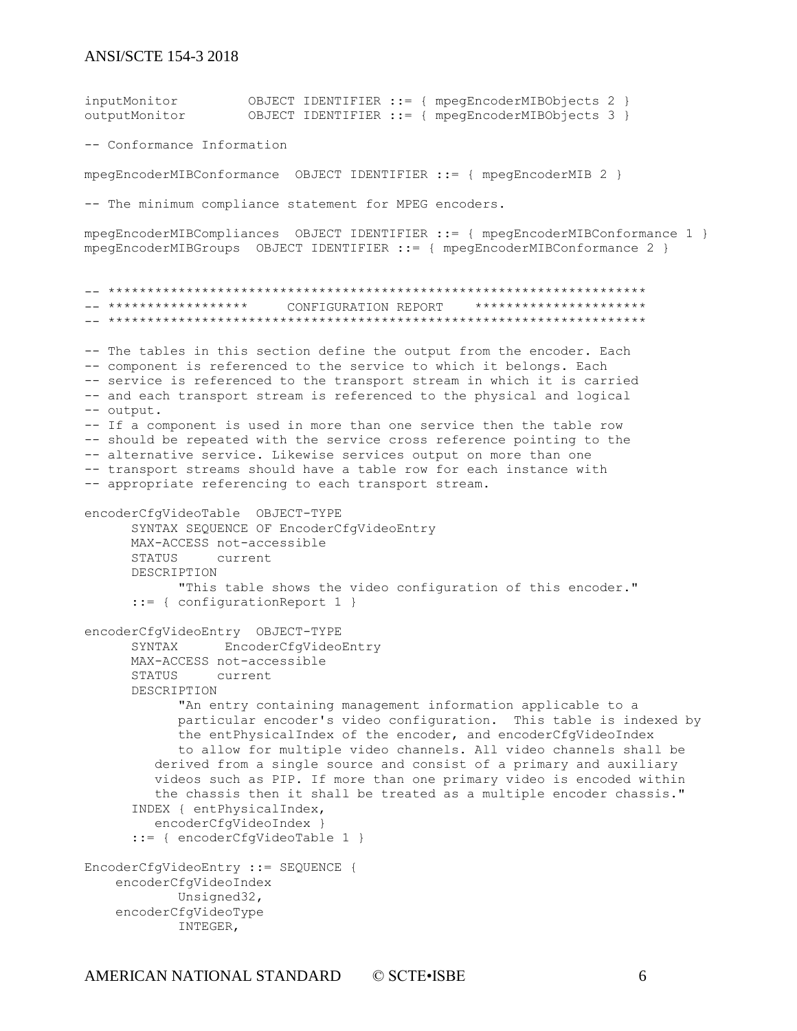```
inputMonitor         OBJECT IDENTIFIER ::= { mpegEncoderMIBObjects 2 }
outputMonitor        OBJECT IDENTIFIER ::= { mpegEncoderMIBObjects 3 }

-- Conformance Information

mpegEncoderMIBConformance  OBJECT IDENTIFIER ::= { mpegEncoderMIB 2 }

-- The minimum compliance statement for MPEG encoders.

mpegEncoderMIBCompliances  OBJECT IDENTIFIER ::= { mpegEncoderMIBConformance 1 }
mpegEncoderMIBGroups  OBJECT IDENTIFIER ::= { mpegEncoderMIBConformance 2 }


-- ******************************************************************
-- *****************     CONFIGURATION REPORT    *********************
-- ******************************************************************

-- The tables in this section define the output from the encoder. Each
-- component is referenced to the service to which it belongs. Each
-- service is referenced to the transport stream in which it is carried
-- and each transport stream is referenced to the physical and logical
-- output.
-- If a component is used in more than one service then the table row
-- should be repeated with the service cross reference pointing to the
-- alternative service. Likewise services output on more than one
-- transport streams should have a table row for each instance with
-- appropriate referencing to each transport stream.

encoderCfgVideoTable  OBJECT-TYPE
      SYNTAX SEQUENCE OF EncoderCfgVideoEntry
      MAX-ACCESS not-accessible
      STATUS     current
      DESCRIPTION
            "This table shows the video configuration of this encoder."
      ::= { configurationReport 1 }

encoderCfgVideoEntry  OBJECT-TYPE
      SYNTAX      EncoderCfgVideoEntry
      MAX-ACCESS not-accessible
      STATUS     current
      DESCRIPTION
            "An entry containing management information applicable to a
            particular encoder's video configuration.  This table is indexed by
            the entPhysicalIndex of the encoder, and encoderCfgVideoIndex
            to allow for multiple video channels. All video channels shall be
         derived from a single source and consist of a primary and auxiliary
         videos such as PIP. If more than one primary video is encoded within
         the chassis then it shall be treated as a multiple encoder chassis."
      INDEX { entPhysicalIndex,
         encoderCfgVideoIndex }
      ::= { encoderCfgVideoTable 1 }

EncoderCfgVideoEntry ::= SEQUENCE {
    encoderCfgVideoIndex
            Unsigned32,
    encoderCfgVideoType
            INTEGER,
```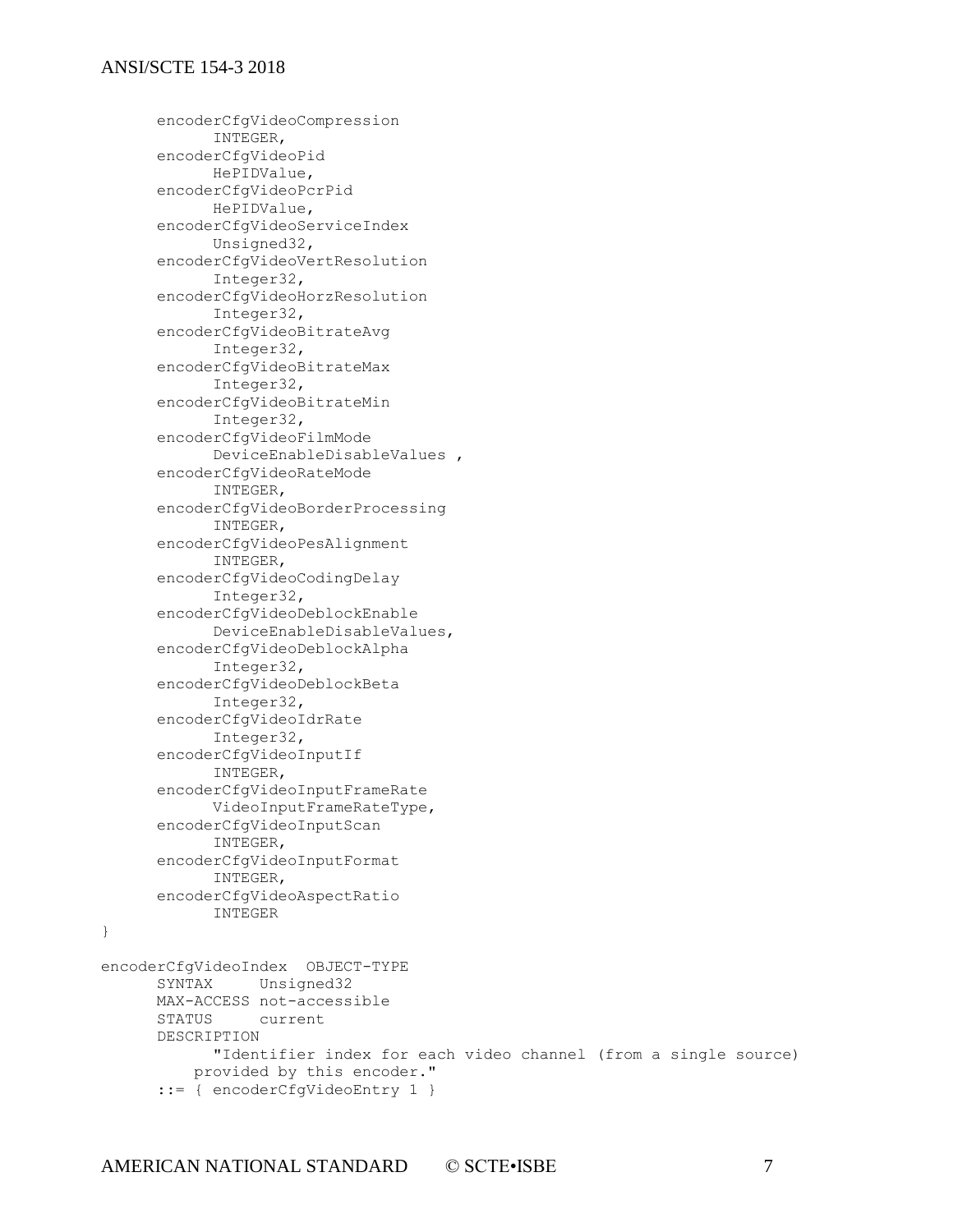```
      encoderCfgVideoCompression
            INTEGER,
      encoderCfgVideoPid
            HePIDValue,
      encoderCfgVideoPcrPid
            HePIDValue,
      encoderCfgVideoServiceIndex
            Unsigned32,
      encoderCfgVideoVertResolution
            Integer32,
      encoderCfgVideoHorzResolution
            Integer32,
      encoderCfgVideoBitrateAvg
            Integer32,
      encoderCfgVideoBitrateMax
            Integer32,
      encoderCfgVideoBitrateMin
            Integer32,
      encoderCfgVideoFilmMode
            DeviceEnableDisableValues ,
      encoderCfgVideoRateMode
            INTEGER,
      encoderCfgVideoBorderProcessing
            INTEGER,
      encoderCfgVideoPesAlignment
            INTEGER,
      encoderCfgVideoCodingDelay
            Integer32,
      encoderCfgVideoDeblockEnable
            DeviceEnableDisableValues,
      encoderCfgVideoDeblockAlpha
            Integer32,
      encoderCfgVideoDeblockBeta
            Integer32,
      encoderCfgVideoIdrRate
            Integer32,
      encoderCfgVideoInputIf
            INTEGER,
      encoderCfgVideoInputFrameRate
            VideoInputFrameRateType,
      encoderCfgVideoInputScan
            INTEGER,
      encoderCfgVideoInputFormat
            INTEGER,
      encoderCfgVideoAspectRatio
            INTEGER
}

encoderCfgVideoIndex  OBJECT-TYPE
      SYNTAX     Unsigned32
      MAX-ACCESS not-accessible
      STATUS     current
      DESCRIPTION
            "Identifier index for each video channel (from a single source)
          provided by this encoder."
      ::= { encoderCfgVideoEntry 1 }
```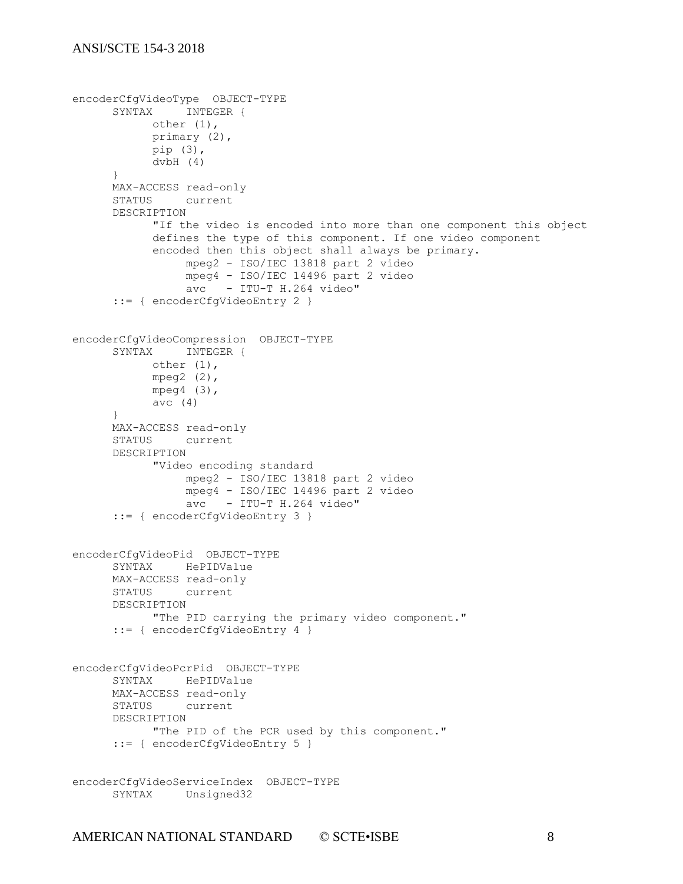```
encoderCfgVideoType  OBJECT-TYPE
      SYNTAX     INTEGER {
            other (1),
            primary (2),
            pip (3),
            dvbH (4)
      }
      MAX-ACCESS read-only
      STATUS     current
      DESCRIPTION
            "If the video is encoded into more than one component this object
            defines the type of this component. If one video component
            encoded then this object shall always be primary.
                 mpeg2 - ISO/IEC 13818 part 2 video
                 mpeg4 - ISO/IEC 14496 part 2 video
                 avc   - ITU-T H.264 video"
      ::= { encoderCfgVideoEntry 2 }


encoderCfgVideoCompression  OBJECT-TYPE
      SYNTAX     INTEGER {
            other (1),
            mpeg2 (2),
            mpeg4 (3),
            avc (4)
      }
      MAX-ACCESS read-only
      STATUS     current
      DESCRIPTION
            "Video encoding standard
                 mpeg2 - ISO/IEC 13818 part 2 video
                 mpeg4 - ISO/IEC 14496 part 2 video
                 avc   - ITU-T H.264 video"
      ::= { encoderCfgVideoEntry 3 }


encoderCfgVideoPid  OBJECT-TYPE
      SYNTAX     HePIDValue
      MAX-ACCESS read-only
      STATUS     current
      DESCRIPTION
            "The PID carrying the primary video component."
      ::= { encoderCfgVideoEntry 4 }


encoderCfgVideoPcrPid  OBJECT-TYPE
      SYNTAX     HePIDValue
      MAX-ACCESS read-only
      STATUS     current
      DESCRIPTION
            "The PID of the PCR used by this component."
      ::= { encoderCfgVideoEntry 5 }


encoderCfgVideoServiceIndex  OBJECT-TYPE
      SYNTAX     Unsigned32
```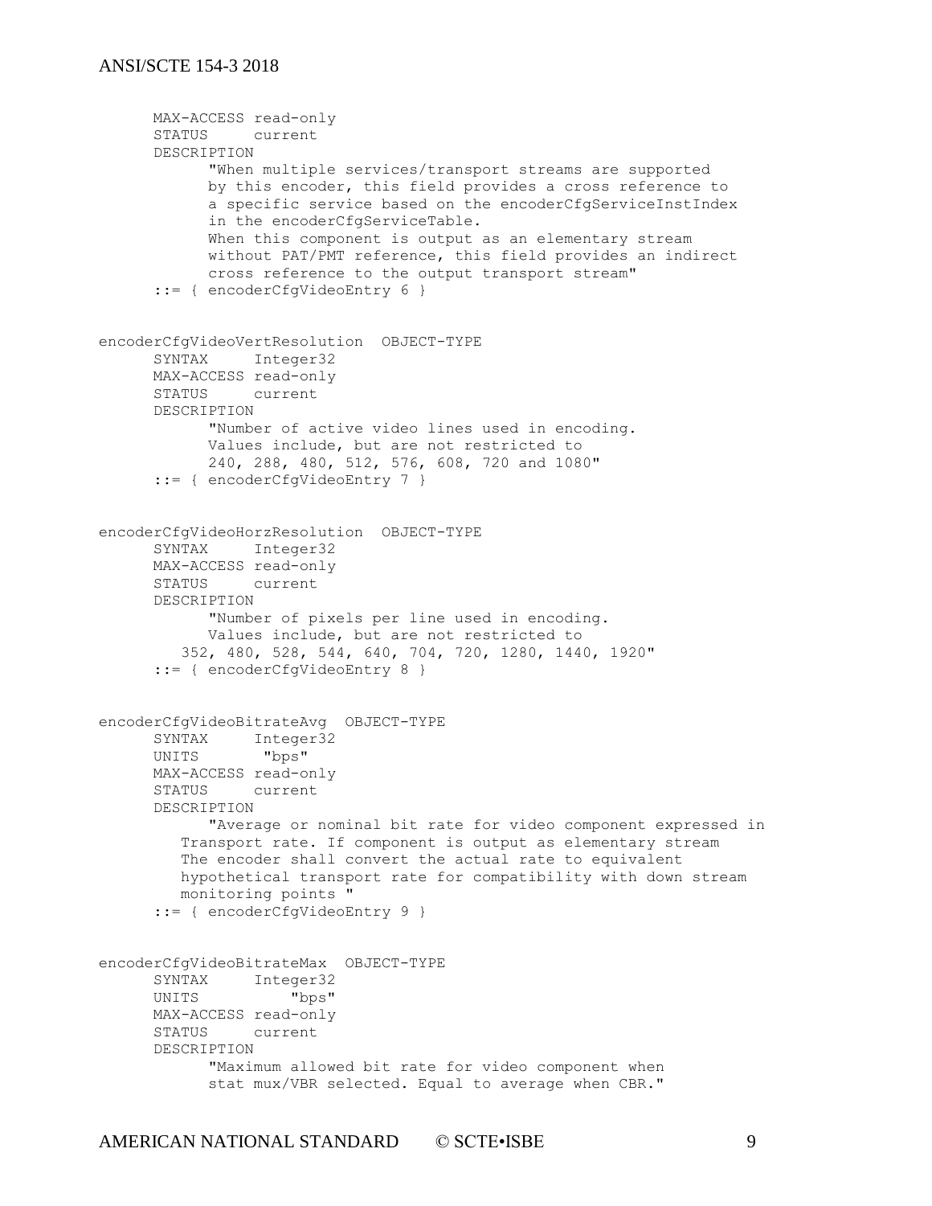```
      MAX-ACCESS read-only
      STATUS     current
      DESCRIPTION
            "When multiple services/transport streams are supported
            by this encoder, this field provides a cross reference to
            a specific service based on the encoderCfgServiceInstIndex
            in the encoderCfgServiceTable.
            When this component is output as an elementary stream
            without PAT/PMT reference, this field provides an indirect
            cross reference to the output transport stream"
      ::= { encoderCfgVideoEntry 6 }


encoderCfgVideoVertResolution  OBJECT-TYPE
      SYNTAX     Integer32
      MAX-ACCESS read-only
      STATUS     current
      DESCRIPTION
            "Number of active video lines used in encoding.
            Values include, but are not restricted to
            240, 288, 480, 512, 576, 608, 720 and 1080"
      ::= { encoderCfgVideoEntry 7 }


encoderCfgVideoHorzResolution  OBJECT-TYPE
      SYNTAX     Integer32
      MAX-ACCESS read-only
      STATUS     current
      DESCRIPTION
            "Number of pixels per line used in encoding.
            Values include, but are not restricted to
         352, 480, 528, 544, 640, 704, 720, 1280, 1440, 1920"
      ::= { encoderCfgVideoEntry 8 }


encoderCfgVideoBitrateAvg  OBJECT-TYPE
      SYNTAX     Integer32
      UNITS       "bps"
      MAX-ACCESS read-only
      STATUS     current
      DESCRIPTION
            "Average or nominal bit rate for video component expressed in
         Transport rate. If component is output as elementary stream
         The encoder shall convert the actual rate to equivalent
         hypothetical transport rate for compatibility with down stream
         monitoring points "
      ::= { encoderCfgVideoEntry 9 }


encoderCfgVideoBitrateMax  OBJECT-TYPE
      SYNTAX     Integer32
      UNITS          "bps"
      MAX-ACCESS read-only
      STATUS     current
      DESCRIPTION
            "Maximum allowed bit rate for video component when
            stat mux/VBR selected. Equal to average when CBR."
```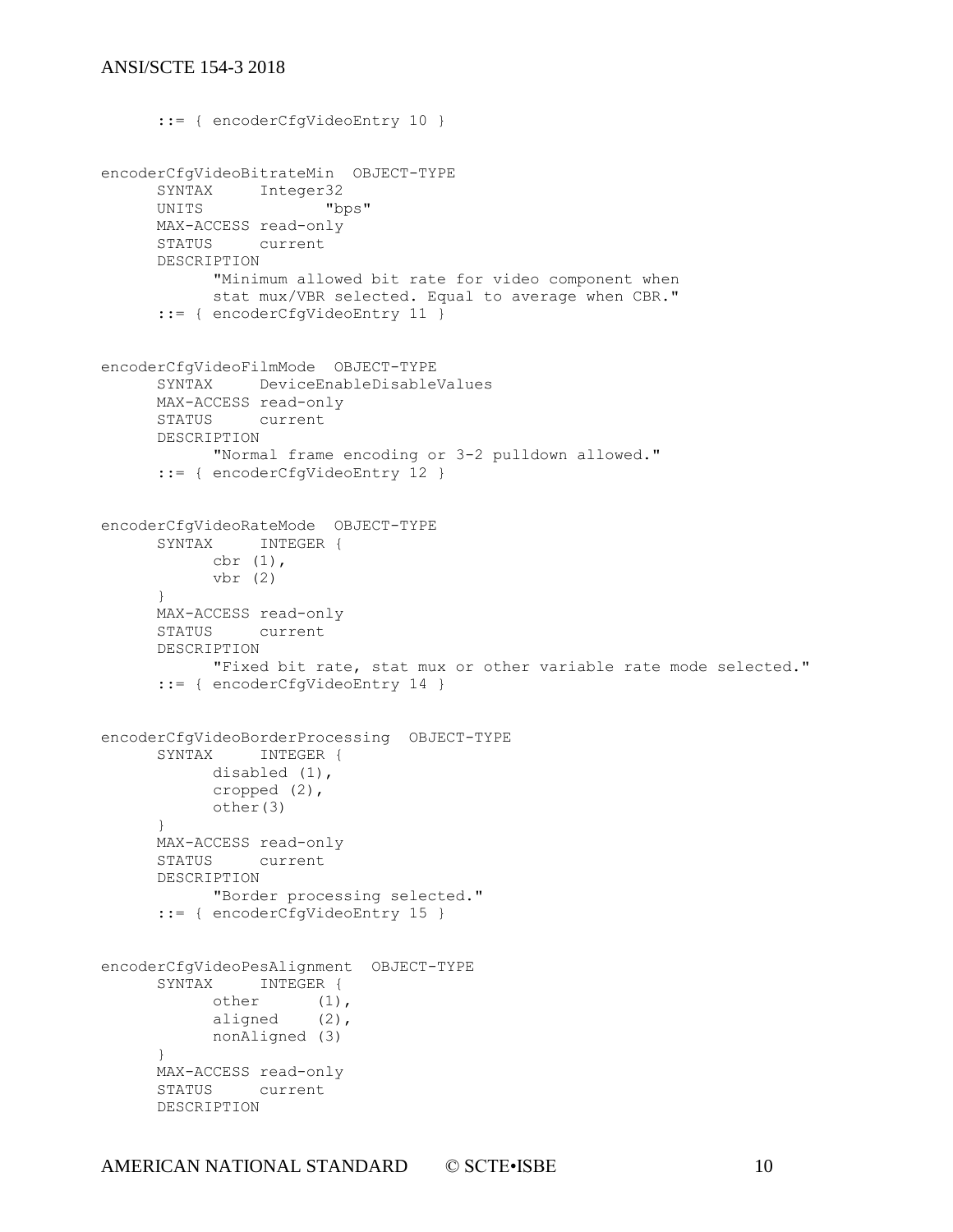```
      ::= { encoderCfgVideoEntry 10 }


encoderCfgVideoBitrateMin  OBJECT-TYPE
      SYNTAX     Integer32
      UNITS             "bps"
      MAX-ACCESS read-only
      STATUS     current
      DESCRIPTION
            "Minimum allowed bit rate for video component when
            stat mux/VBR selected. Equal to average when CBR."
      ::= { encoderCfgVideoEntry 11 }


encoderCfgVideoFilmMode  OBJECT-TYPE
      SYNTAX     DeviceEnableDisableValues
      MAX-ACCESS read-only
      STATUS     current
      DESCRIPTION
            "Normal frame encoding or 3-2 pulldown allowed."
      ::= { encoderCfgVideoEntry 12 }


encoderCfgVideoRateMode  OBJECT-TYPE
      SYNTAX     INTEGER {
            cbr (1),
            vbr (2)
      }
      MAX-ACCESS read-only
      STATUS     current
      DESCRIPTION
            "Fixed bit rate, stat mux or other variable rate mode selected."
      ::= { encoderCfgVideoEntry 14 }


encoderCfgVideoBorderProcessing  OBJECT-TYPE
      SYNTAX     INTEGER {
            disabled (1),
            cropped (2),
            other(3)
      }
      MAX-ACCESS read-only
      STATUS     current
      DESCRIPTION
            "Border processing selected."
      ::= { encoderCfgVideoEntry 15 }


encoderCfgVideoPesAlignment  OBJECT-TYPE
      SYNTAX     INTEGER {
            other      (1),
            aligned    (2),
            nonAligned (3)
      }
      MAX-ACCESS read-only
      STATUS     current
      DESCRIPTION
```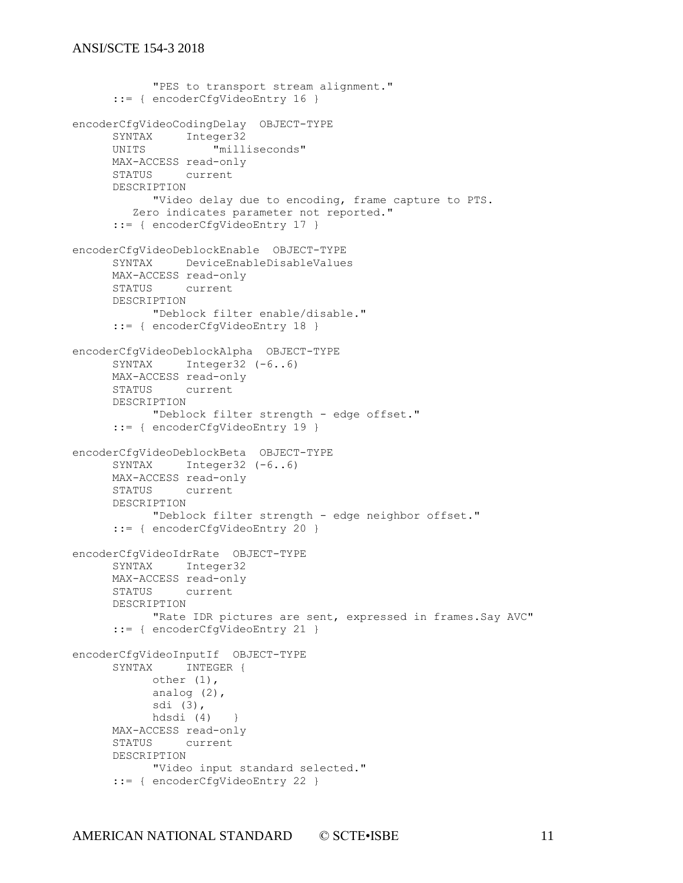```
            "PES to transport stream alignment."
      ::= { encoderCfgVideoEntry 16 }

encoderCfgVideoCodingDelay  OBJECT-TYPE
      SYNTAX     Integer32
      UNITS           "milliseconds"
      MAX-ACCESS read-only
      STATUS     current
      DESCRIPTION
            "Video delay due to encoding, frame capture to PTS.
         Zero indicates parameter not reported."
      ::= { encoderCfgVideoEntry 17 }

encoderCfgVideoDeblockEnable  OBJECT-TYPE
      SYNTAX     DeviceEnableDisableValues
      MAX-ACCESS read-only
      STATUS     current
      DESCRIPTION
            "Deblock filter enable/disable."
      ::= { encoderCfgVideoEntry 18 }

encoderCfgVideoDeblockAlpha  OBJECT-TYPE
      SYNTAX     Integer32 (-6..6)
      MAX-ACCESS read-only
      STATUS     current
      DESCRIPTION
            "Deblock filter strength - edge offset."
      ::= { encoderCfgVideoEntry 19 }

encoderCfgVideoDeblockBeta  OBJECT-TYPE
      SYNTAX     Integer32 (-6..6)
      MAX-ACCESS read-only
      STATUS     current
      DESCRIPTION
            "Deblock filter strength - edge neighbor offset."
      ::= { encoderCfgVideoEntry 20 }

encoderCfgVideoIdrRate  OBJECT-TYPE
      SYNTAX     Integer32
      MAX-ACCESS read-only
      STATUS     current
      DESCRIPTION
            "Rate IDR pictures are sent, expressed in frames.Say AVC"
      ::= { encoderCfgVideoEntry 21 }

encoderCfgVideoInputIf  OBJECT-TYPE
      SYNTAX     INTEGER {
            other (1),
            analog (2),
            sdi (3),
            hdsdi (4)   }
      MAX-ACCESS read-only
      STATUS     current
      DESCRIPTION
            "Video input standard selected."
      ::= { encoderCfgVideoEntry 22 }
```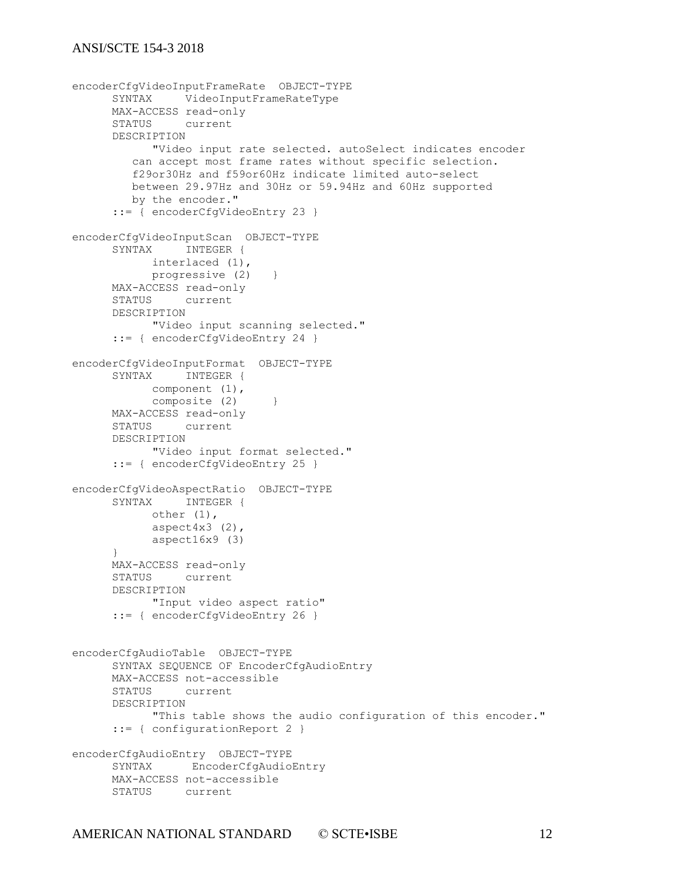```
encoderCfgVideoInputFrameRate  OBJECT-TYPE
      SYNTAX     VideoInputFrameRateType
      MAX-ACCESS read-only
      STATUS     current
      DESCRIPTION
            "Video input rate selected. autoSelect indicates encoder
         can accept most frame rates without specific selection.
         f29or30Hz and f59or60Hz indicate limited auto-select
         between 29.97Hz and 30Hz or 59.94Hz and 60Hz supported
         by the encoder."
      ::= { encoderCfgVideoEntry 23 }

encoderCfgVideoInputScan  OBJECT-TYPE
      SYNTAX     INTEGER {
            interlaced (1),
            progressive (2)   }
      MAX-ACCESS read-only
      STATUS     current
      DESCRIPTION
            "Video input scanning selected."
      ::= { encoderCfgVideoEntry 24 }

encoderCfgVideoInputFormat  OBJECT-TYPE
      SYNTAX     INTEGER {
            component (1),
            composite (2)     }
      MAX-ACCESS read-only
      STATUS     current
      DESCRIPTION
            "Video input format selected."
      ::= { encoderCfgVideoEntry 25 }

encoderCfgVideoAspectRatio  OBJECT-TYPE
      SYNTAX     INTEGER {
            other (1),
            aspect4x3 (2),
            aspect16x9 (3)
      }
      MAX-ACCESS read-only
      STATUS     current
      DESCRIPTION
            "Input video aspect ratio"
      ::= { encoderCfgVideoEntry 26 }


encoderCfgAudioTable  OBJECT-TYPE
      SYNTAX SEQUENCE OF EncoderCfgAudioEntry
      MAX-ACCESS not-accessible
      STATUS     current
      DESCRIPTION
            "This table shows the audio configuration of this encoder."
      ::= { configurationReport 2 }

encoderCfgAudioEntry  OBJECT-TYPE
      SYNTAX      EncoderCfgAudioEntry
      MAX-ACCESS not-accessible
      STATUS     current
```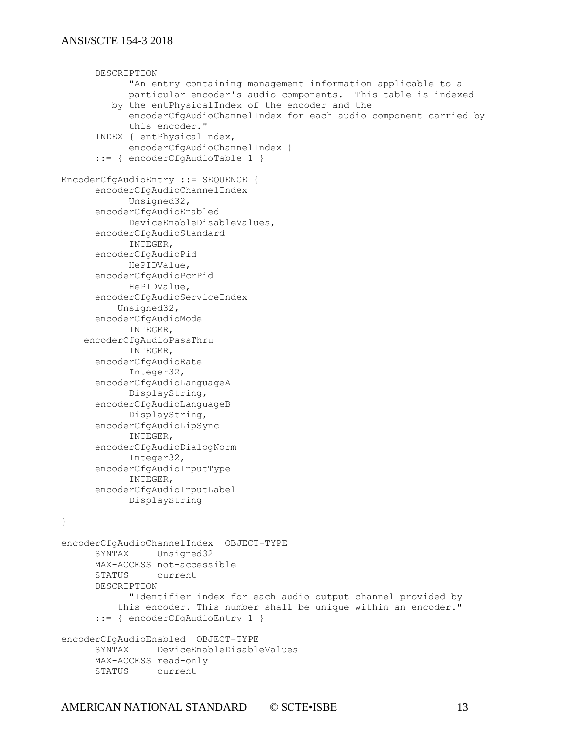```
      DESCRIPTION
            "An entry containing management information applicable to a
            particular encoder's audio components.  This table is indexed
         by the entPhysicalIndex of the encoder and the
            encoderCfgAudioChannelIndex for each audio component carried by
            this encoder."
      INDEX { entPhysicalIndex,
            encoderCfgAudioChannelIndex }
      ::= { encoderCfgAudioTable 1 }

EncoderCfgAudioEntry ::= SEQUENCE {
      encoderCfgAudioChannelIndex
            Unsigned32,
      encoderCfgAudioEnabled
            DeviceEnableDisableValues,
      encoderCfgAudioStandard
            INTEGER,
      encoderCfgAudioPid
            HePIDValue,
      encoderCfgAudioPcrPid
            HePIDValue,
      encoderCfgAudioServiceIndex
          Unsigned32,
      encoderCfgAudioMode
            INTEGER,
    encoderCfgAudioPassThru
            INTEGER,
      encoderCfgAudioRate
            Integer32,
      encoderCfgAudioLanguageA
            DisplayString,
      encoderCfgAudioLanguageB
            DisplayString,
      encoderCfgAudioLipSync
            INTEGER,
      encoderCfgAudioDialogNorm
            Integer32,
      encoderCfgAudioInputType
            INTEGER,
      encoderCfgAudioInputLabel
            DisplayString

}

encoderCfgAudioChannelIndex  OBJECT-TYPE
      SYNTAX     Unsigned32
      MAX-ACCESS not-accessible
      STATUS     current
      DESCRIPTION
            "Identifier index for each audio output channel provided by
          this encoder. This number shall be unique within an encoder."
      ::= { encoderCfgAudioEntry 1 }

encoderCfgAudioEnabled  OBJECT-TYPE
      SYNTAX     DeviceEnableDisableValues
      MAX-ACCESS read-only
      STATUS     current
```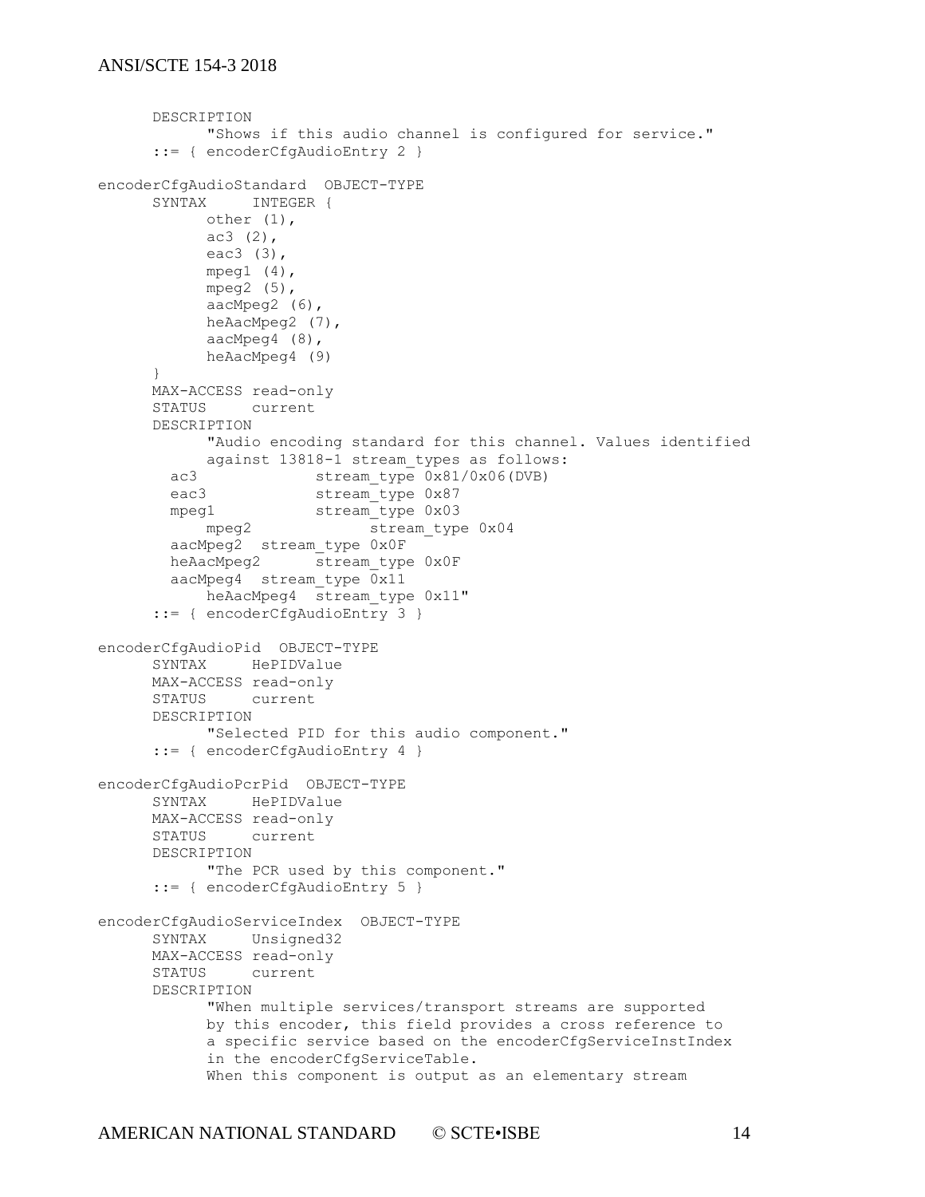```
      DESCRIPTION
            "Shows if this audio channel is configured for service."
      ::= { encoderCfgAudioEntry 2 }

encoderCfgAudioStandard  OBJECT-TYPE
      SYNTAX     INTEGER {
            other (1),
            ac3 (2),
            eac3 (3),
            mpeg1 (4),
            mpeg2 (5),
            aacMpeg2 (6),
            heAacMpeg2 (7),
            aacMpeg4 (8),
            heAacMpeg4 (9)
      }
      MAX-ACCESS read-only
      STATUS     current
      DESCRIPTION
            "Audio encoding standard for this channel. Values identified
            against 13818-1 stream_types as follows:
        ac3             stream_type 0x81/0x06(DVB)
        eac3            stream_type 0x87
        mpeg1           stream_type 0x03
            mpeg2             stream_type 0x04
        aacMpeg2  stream_type 0x0F
        heAacMpeg2      stream_type 0x0F
        aacMpeg4  stream_type 0x11
            heAacMpeg4  stream_type 0x11"
      ::= { encoderCfgAudioEntry 3 }

encoderCfgAudioPid  OBJECT-TYPE
      SYNTAX     HePIDValue
      MAX-ACCESS read-only
      STATUS     current
      DESCRIPTION
            "Selected PID for this audio component."
      ::= { encoderCfgAudioEntry 4 }

encoderCfgAudioPcrPid  OBJECT-TYPE
      SYNTAX     HePIDValue
      MAX-ACCESS read-only
      STATUS     current
      DESCRIPTION
            "The PCR used by this component."
      ::= { encoderCfgAudioEntry 5 }

encoderCfgAudioServiceIndex  OBJECT-TYPE
      SYNTAX     Unsigned32
      MAX-ACCESS read-only
      STATUS     current
      DESCRIPTION
            "When multiple services/transport streams are supported
            by this encoder, this field provides a cross reference to
            a specific service based on the encoderCfgServiceInstIndex
            in the encoderCfgServiceTable.
            When this component is output as an elementary stream
```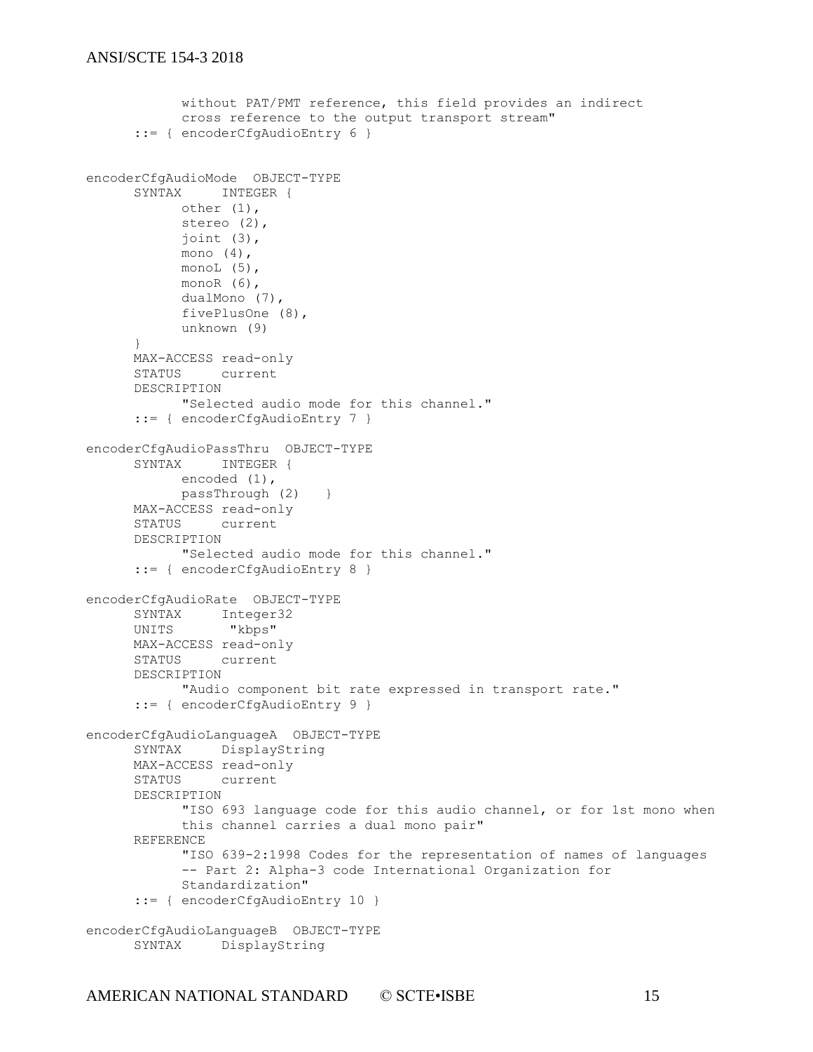```
            without PAT/PMT reference, this field provides an indirect
            cross reference to the output transport stream"
      ::= { encoderCfgAudioEntry 6 }


encoderCfgAudioMode  OBJECT-TYPE
      SYNTAX     INTEGER {
            other (1),
            stereo (2),
            joint (3),
            mono (4),
            monoL (5),
            monoR (6),
            dualMono (7),
            fivePlusOne (8),
            unknown (9)
      }
      MAX-ACCESS read-only
      STATUS     current
      DESCRIPTION
            "Selected audio mode for this channel."
      ::= { encoderCfgAudioEntry 7 }

encoderCfgAudioPassThru  OBJECT-TYPE
      SYNTAX     INTEGER {
            encoded (1),
            passThrough (2)   }
      MAX-ACCESS read-only
      STATUS     current
      DESCRIPTION
            "Selected audio mode for this channel."
      ::= { encoderCfgAudioEntry 8 }

encoderCfgAudioRate  OBJECT-TYPE
      SYNTAX     Integer32
      UNITS       "kbps"
      MAX-ACCESS read-only
      STATUS     current
      DESCRIPTION
            "Audio component bit rate expressed in transport rate."
      ::= { encoderCfgAudioEntry 9 }

encoderCfgAudioLanguageA  OBJECT-TYPE
      SYNTAX     DisplayString
      MAX-ACCESS read-only
      STATUS     current
      DESCRIPTION
            "ISO 693 language code for this audio channel, or for 1st mono when
            this channel carries a dual mono pair"
      REFERENCE
            "ISO 639-2:1998 Codes for the representation of names of languages
            -- Part 2: Alpha-3 code International Organization for
            Standardization"
      ::= { encoderCfgAudioEntry 10 }

encoderCfgAudioLanguageB  OBJECT-TYPE
      SYNTAX     DisplayString
```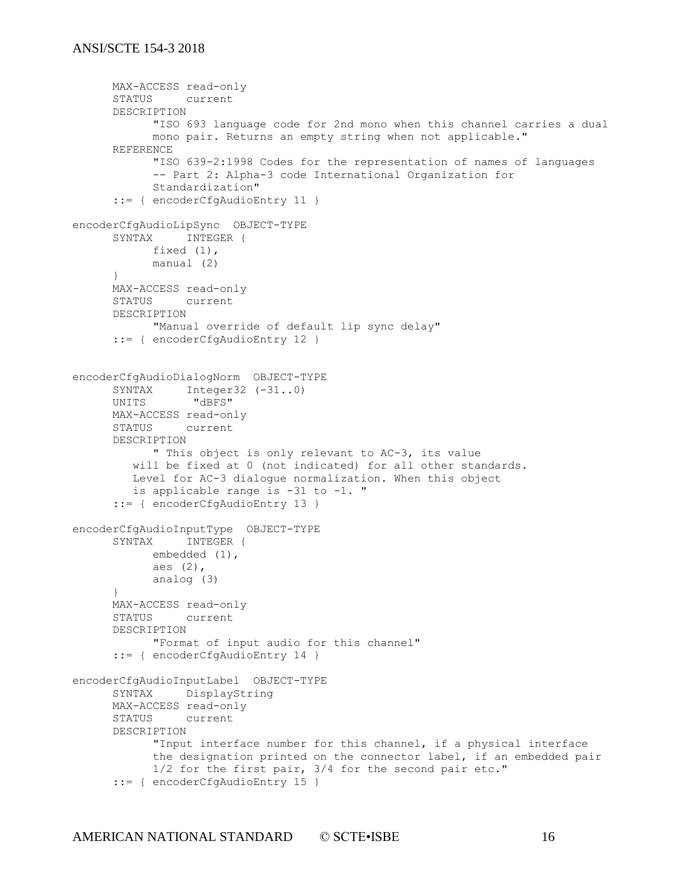```
      MAX-ACCESS read-only
      STATUS     current
      DESCRIPTION
            "ISO 693 language code for 2nd mono when this channel carries a dual
            mono pair. Returns an empty string when not applicable."
      REFERENCE
            "ISO 639-2:1998 Codes for the representation of names of languages
            -- Part 2: Alpha-3 code International Organization for
            Standardization"
      ::= { encoderCfgAudioEntry 11 }

encoderCfgAudioLipSync  OBJECT-TYPE
      SYNTAX     INTEGER {
            fixed (1),
            manual (2)
      }
      MAX-ACCESS read-only
      STATUS     current
      DESCRIPTION
            "Manual override of default lip sync delay"
      ::= { encoderCfgAudioEntry 12 }


encoderCfgAudioDialogNorm  OBJECT-TYPE
      SYNTAX     Integer32 (-31..0)
      UNITS       "dBFS"
      MAX-ACCESS read-only
      STATUS     current
      DESCRIPTION
            " This object is only relevant to AC-3, its value
         will be fixed at 0 (not indicated) for all other standards.
         Level for AC-3 dialogue normalization. When this object
         is applicable range is -31 to -1. "
      ::= { encoderCfgAudioEntry 13 }

encoderCfgAudioInputType  OBJECT-TYPE
      SYNTAX     INTEGER {
            embedded (1),
            aes (2),
            analog (3)
      }
      MAX-ACCESS read-only
      STATUS     current
      DESCRIPTION
            "Format of input audio for this channel"
      ::= { encoderCfgAudioEntry 14 }

encoderCfgAudioInputLabel  OBJECT-TYPE
      SYNTAX     DisplayString
      MAX-ACCESS read-only
      STATUS     current
      DESCRIPTION
            "Input interface number for this channel, if a physical interface
            the designation printed on the connector label, if an embedded pair
            1/2 for the first pair, 3/4 for the second pair etc."
      ::= { encoderCfgAudioEntry 15 }
```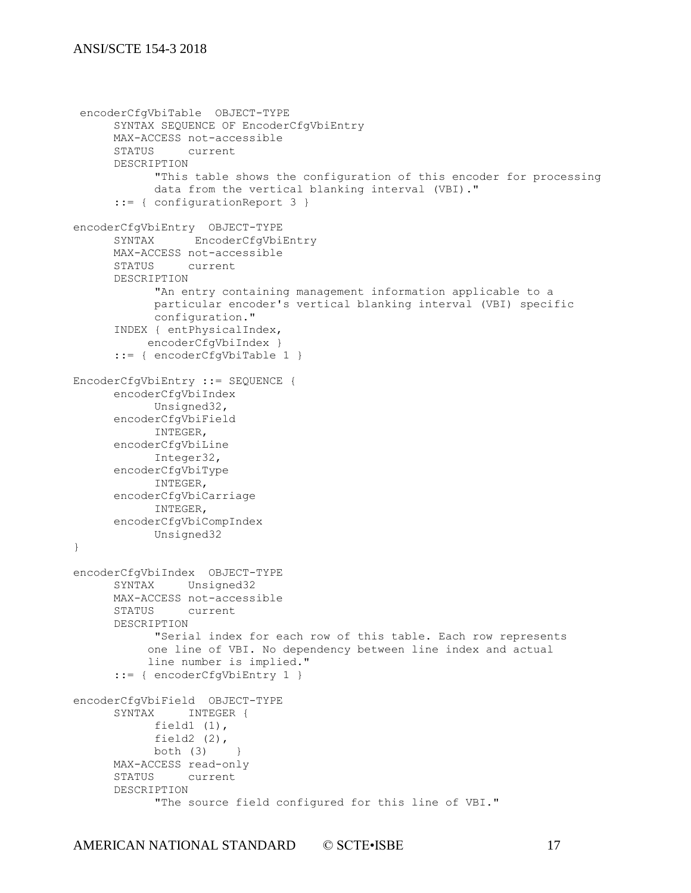```
 encoderCfgVbiTable  OBJECT-TYPE
      SYNTAX SEQUENCE OF EncoderCfgVbiEntry
      MAX-ACCESS not-accessible
      STATUS     current
      DESCRIPTION
            "This table shows the configuration of this encoder for processing
            data from the vertical blanking interval (VBI)."
      ::= { configurationReport 3 }

encoderCfgVbiEntry  OBJECT-TYPE
      SYNTAX      EncoderCfgVbiEntry
      MAX-ACCESS not-accessible
      STATUS     current
      DESCRIPTION
            "An entry containing management information applicable to a
            particular encoder's vertical blanking interval (VBI) specific
            configuration."
      INDEX { entPhysicalIndex,
           encoderCfgVbiIndex }
      ::= { encoderCfgVbiTable 1 }

EncoderCfgVbiEntry ::= SEQUENCE {
      encoderCfgVbiIndex
            Unsigned32,
      encoderCfgVbiField
            INTEGER,
      encoderCfgVbiLine
            Integer32,
      encoderCfgVbiType
            INTEGER,
      encoderCfgVbiCarriage
            INTEGER,
      encoderCfgVbiCompIndex
            Unsigned32
}

encoderCfgVbiIndex  OBJECT-TYPE
      SYNTAX     Unsigned32
      MAX-ACCESS not-accessible
      STATUS     current
      DESCRIPTION
            "Serial index for each row of this table. Each row represents
           one line of VBI. No dependency between line index and actual
           line number is implied."
      ::= { encoderCfgVbiEntry 1 }

encoderCfgVbiField  OBJECT-TYPE
      SYNTAX     INTEGER {
            field1 (1),
            field2 (2),
            both (3)    }
      MAX-ACCESS read-only
      STATUS     current
      DESCRIPTION
            "The source field configured for this line of VBI."
```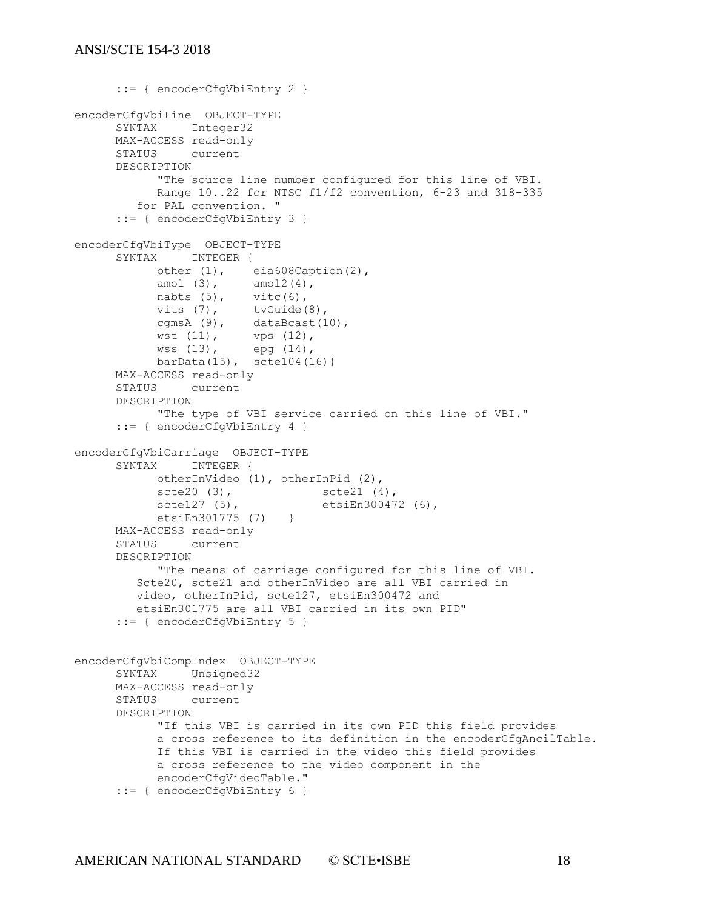```
      ::= { encoderCfgVbiEntry 2 }

encoderCfgVbiLine  OBJECT-TYPE
      SYNTAX     Integer32
      MAX-ACCESS read-only
      STATUS     current
      DESCRIPTION
            "The source line number configured for this line of VBI.
            Range 10..22 for NTSC f1/f2 convention, 6-23 and 318-335
         for PAL convention. "
      ::= { encoderCfgVbiEntry 3 }

encoderCfgVbiType  OBJECT-TYPE
      SYNTAX     INTEGER {
            other (1),    eia608Caption(2),
            amol (3),     amol2(4),
            nabts (5),    vitc(6),
            vits (7),     tvGuide(8),
            cgmsA (9),    dataBcast(10),
            wst (11),     vps (12),
            wss (13),     epg (14),
            barData(15),  scte104(16)}
      MAX-ACCESS read-only
      STATUS     current
      DESCRIPTION
            "The type of VBI service carried on this line of VBI."
      ::= { encoderCfgVbiEntry 4 }

encoderCfgVbiCarriage  OBJECT-TYPE
      SYNTAX     INTEGER {
            otherInVideo (1), otherInPid (2),
            scte20 (3),             scte21 (4),
            scte127 (5),            etsiEn300472 (6),
            etsiEn301775 (7)   }
      MAX-ACCESS read-only
      STATUS     current
      DESCRIPTION
            "The means of carriage configured for this line of VBI.
         Scte20, scte21 and otherInVideo are all VBI carried in
         video, otherInPid, scte127, etsiEn300472 and
         etsiEn301775 are all VBI carried in its own PID"
      ::= { encoderCfgVbiEntry 5 }


encoderCfgVbiCompIndex  OBJECT-TYPE
      SYNTAX     Unsigned32
      MAX-ACCESS read-only
      STATUS     current
      DESCRIPTION
            "If this VBI is carried in its own PID this field provides
            a cross reference to its definition in the encoderCfgAncilTable.
            If this VBI is carried in the video this field provides
            a cross reference to the video component in the
            encoderCfgVideoTable."
      ::= { encoderCfgVbiEntry 6 }
```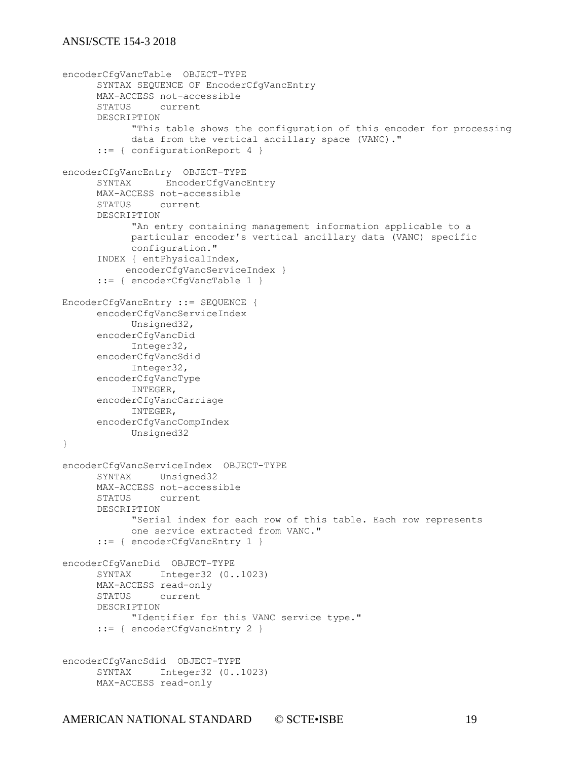```
encoderCfgVancTable  OBJECT-TYPE
      SYNTAX SEQUENCE OF EncoderCfgVancEntry
      MAX-ACCESS not-accessible
      STATUS     current
      DESCRIPTION
            "This table shows the configuration of this encoder for processing
            data from the vertical ancillary space (VANC)."
      ::= { configurationReport 4 }

encoderCfgVancEntry  OBJECT-TYPE
      SYNTAX      EncoderCfgVancEntry
      MAX-ACCESS not-accessible
      STATUS     current
      DESCRIPTION
            "An entry containing management information applicable to a
            particular encoder's vertical ancillary data (VANC) specific
            configuration."
      INDEX { entPhysicalIndex,
            encoderCfgVancServiceIndex }
      ::= { encoderCfgVancTable 1 }

EncoderCfgVancEntry ::= SEQUENCE {
      encoderCfgVancServiceIndex
            Unsigned32,
      encoderCfgVancDid
            Integer32,
      encoderCfgVancSdid
            Integer32,
      encoderCfgVancType
            INTEGER,
      encoderCfgVancCarriage
            INTEGER,
      encoderCfgVancCompIndex
            Unsigned32
}

encoderCfgVancServiceIndex  OBJECT-TYPE
      SYNTAX     Unsigned32
      MAX-ACCESS not-accessible
      STATUS     current
      DESCRIPTION
            "Serial index for each row of this table. Each row represents
            one service extracted from VANC."
      ::= { encoderCfgVancEntry 1 }

encoderCfgVancDid  OBJECT-TYPE
      SYNTAX     Integer32 (0..1023)
      MAX-ACCESS read-only
      STATUS     current
      DESCRIPTION
            "Identifier for this VANC service type."
      ::= { encoderCfgVancEntry 2 }


encoderCfgVancSdid  OBJECT-TYPE
      SYNTAX     Integer32 (0..1023)
      MAX-ACCESS read-only
```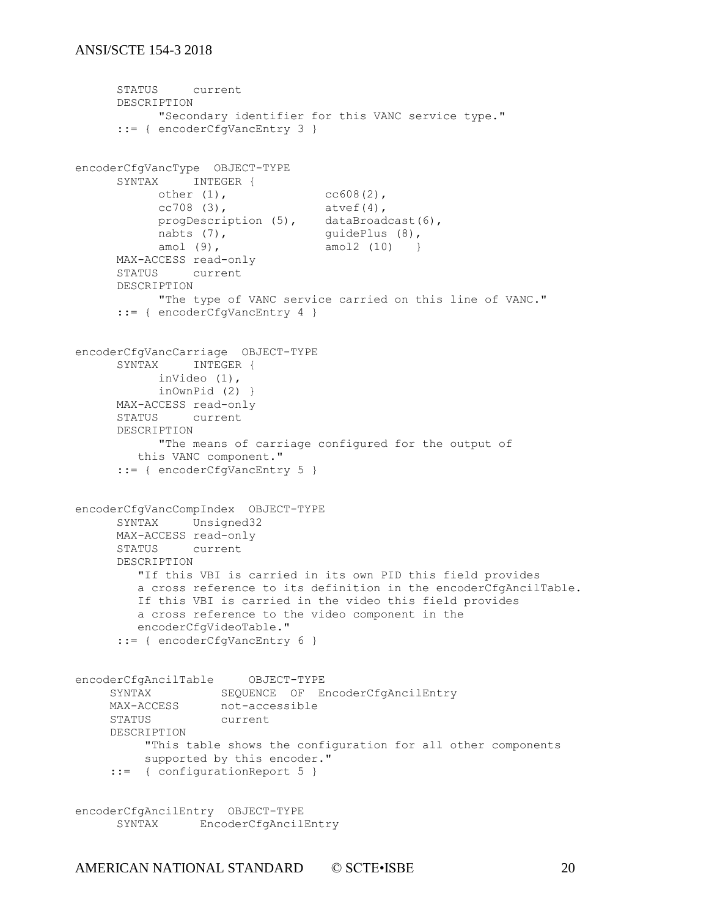```
      STATUS     current
      DESCRIPTION
            "Secondary identifier for this VANC service type."
      ::= { encoderCfgVancEntry 3 }


encoderCfgVancType  OBJECT-TYPE
      SYNTAX     INTEGER {
            other (1),              cc608(2),
            cc708 (3),              atvef(4),
            progDescription (5),    dataBroadcast(6),
            nabts (7),              guidePlus (8),
            amol (9),               amol2 (10)   }
      MAX-ACCESS read-only
      STATUS     current
      DESCRIPTION
            "The type of VANC service carried on this line of VANC."
      ::= { encoderCfgVancEntry 4 }


encoderCfgVancCarriage  OBJECT-TYPE
      SYNTAX     INTEGER {
            inVideo (1),
            inOwnPid (2) }
      MAX-ACCESS read-only
      STATUS     current
      DESCRIPTION
            "The means of carriage configured for the output of
         this VANC component."
      ::= { encoderCfgVancEntry 5 }


encoderCfgVancCompIndex  OBJECT-TYPE
      SYNTAX     Unsigned32
      MAX-ACCESS read-only
      STATUS     current
      DESCRIPTION
         "If this VBI is carried in its own PID this field provides
         a cross reference to its definition in the encoderCfgAncilTable.
         If this VBI is carried in the video this field provides
         a cross reference to the video component in the
         encoderCfgVideoTable."
      ::= { encoderCfgVancEntry 6 }


encoderCfgAncilTable     OBJECT-TYPE
     SYNTAX          SEQUENCE  OF  EncoderCfgAncilEntry
     MAX-ACCESS      not-accessible
     STATUS          current
     DESCRIPTION
          "This table shows the configuration for all other components
          supported by this encoder."
     ::=  { configurationReport 5 }


encoderCfgAncilEntry  OBJECT-TYPE
      SYNTAX      EncoderCfgAncilEntry
```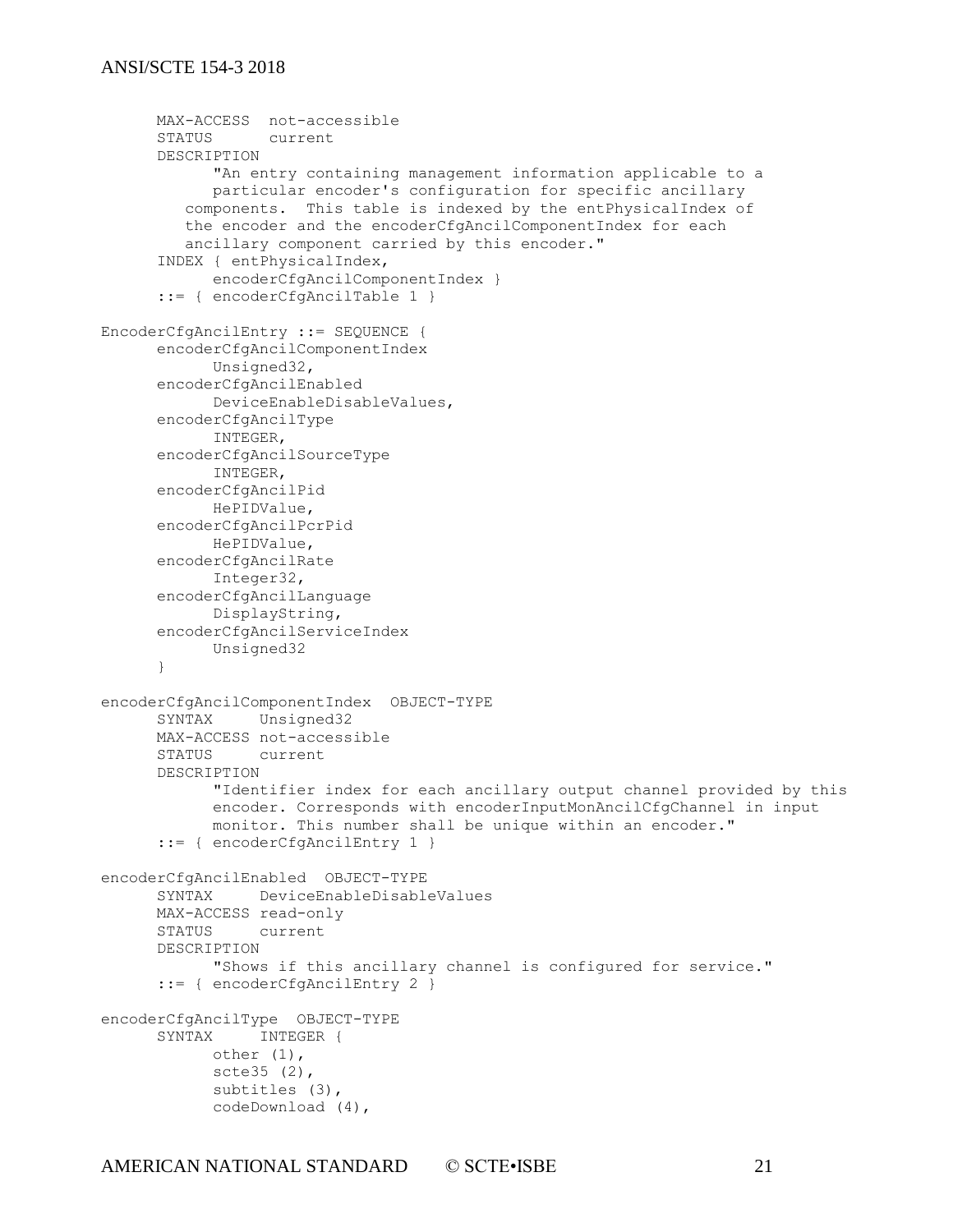```
      MAX-ACCESS  not-accessible
      STATUS      current
      DESCRIPTION
            "An entry containing management information applicable to a
            particular encoder's configuration for specific ancillary
         components.  This table is indexed by the entPhysicalIndex of
         the encoder and the encoderCfgAncilComponentIndex for each
         ancillary component carried by this encoder."
      INDEX { entPhysicalIndex,
            encoderCfgAncilComponentIndex }
      ::= { encoderCfgAncilTable 1 }

EncoderCfgAncilEntry ::= SEQUENCE {
      encoderCfgAncilComponentIndex
            Unsigned32,
      encoderCfgAncilEnabled
            DeviceEnableDisableValues,
      encoderCfgAncilType
            INTEGER,
      encoderCfgAncilSourceType
            INTEGER,
      encoderCfgAncilPid
            HePIDValue,
      encoderCfgAncilPcrPid
            HePIDValue,
      encoderCfgAncilRate
            Integer32,
      encoderCfgAncilLanguage
            DisplayString,
      encoderCfgAncilServiceIndex
            Unsigned32
      }

encoderCfgAncilComponentIndex  OBJECT-TYPE
      SYNTAX     Unsigned32
      MAX-ACCESS not-accessible
      STATUS     current
      DESCRIPTION
            "Identifier index for each ancillary output channel provided by this
            encoder. Corresponds with encoderInputMonAncilCfgChannel in input
            monitor. This number shall be unique within an encoder."
      ::= { encoderCfgAncilEntry 1 }

encoderCfgAncilEnabled  OBJECT-TYPE
      SYNTAX     DeviceEnableDisableValues
      MAX-ACCESS read-only
      STATUS     current
      DESCRIPTION
            "Shows if this ancillary channel is configured for service."
      ::= { encoderCfgAncilEntry 2 }

encoderCfgAncilType  OBJECT-TYPE
      SYNTAX     INTEGER {
            other (1),
            scte35 (2),
            subtitles (3),
            codeDownload (4),
```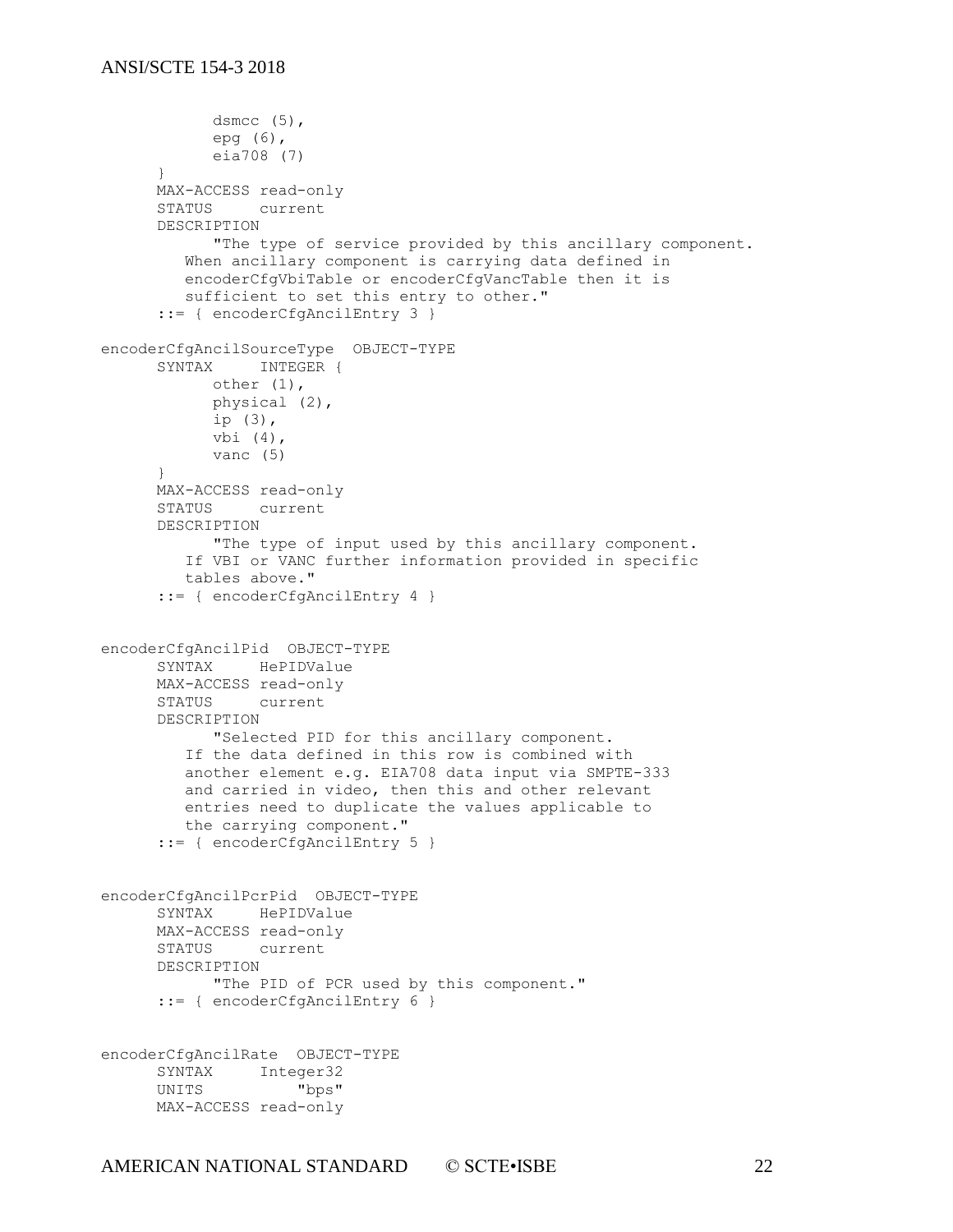```
            dsmcc (5),
            epg (6),
            eia708 (7)
      }
      MAX-ACCESS read-only
      STATUS     current
      DESCRIPTION
            "The type of service provided by this ancillary component.
         When ancillary component is carrying data defined in
         encoderCfgVbiTable or encoderCfgVancTable then it is
         sufficient to set this entry to other."
      ::= { encoderCfgAncilEntry 3 }

encoderCfgAncilSourceType  OBJECT-TYPE
      SYNTAX     INTEGER {
            other (1),
            physical (2),
            ip (3),
            vbi (4),
            vanc (5)
      }
      MAX-ACCESS read-only
      STATUS     current
      DESCRIPTION
            "The type of input used by this ancillary component.
         If VBI or VANC further information provided in specific
         tables above."
      ::= { encoderCfgAncilEntry 4 }


encoderCfgAncilPid  OBJECT-TYPE
      SYNTAX     HePIDValue
      MAX-ACCESS read-only
      STATUS     current
      DESCRIPTION
            "Selected PID for this ancillary component.
         If the data defined in this row is combined with
         another element e.g. EIA708 data input via SMPTE-333
         and carried in video, then this and other relevant
         entries need to duplicate the values applicable to
         the carrying component."
      ::= { encoderCfgAncilEntry 5 }


encoderCfgAncilPcrPid  OBJECT-TYPE
      SYNTAX     HePIDValue
      MAX-ACCESS read-only
      STATUS     current
      DESCRIPTION
            "The PID of PCR used by this component."
      ::= { encoderCfgAncilEntry 6 }


encoderCfgAncilRate  OBJECT-TYPE
      SYNTAX     Integer32
      UNITS          "bps"
      MAX-ACCESS read-only
```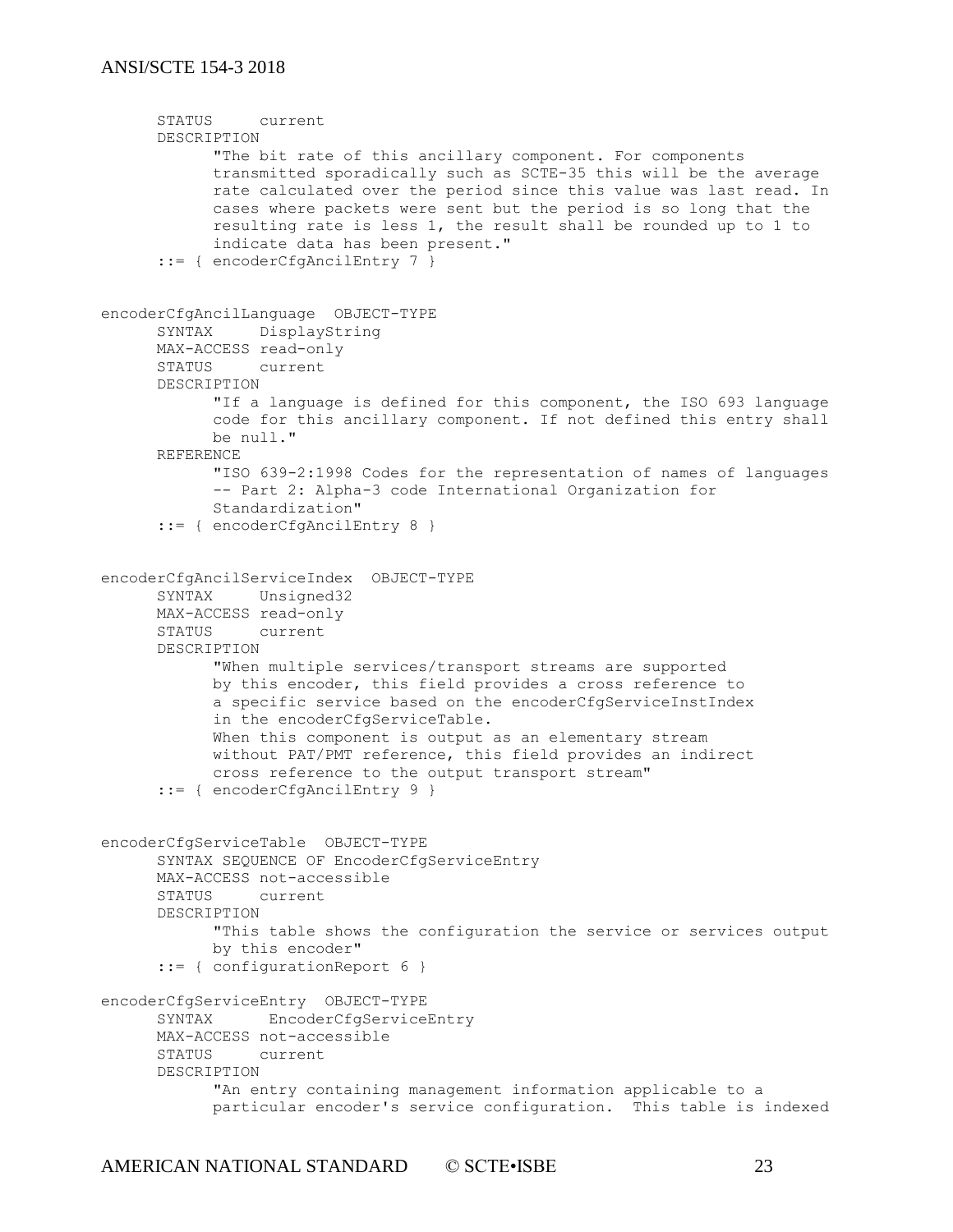```
      STATUS     current
      DESCRIPTION
            "The bit rate of this ancillary component. For components
            transmitted sporadically such as SCTE-35 this will be the average
            rate calculated over the period since this value was last read. In
            cases where packets were sent but the period is so long that the
            resulting rate is less 1, the result shall be rounded up to 1 to
            indicate data has been present."
      ::= { encoderCfgAncilEntry 7 }


encoderCfgAncilLanguage  OBJECT-TYPE
      SYNTAX     DisplayString
      MAX-ACCESS read-only
      STATUS     current
      DESCRIPTION
            "If a language is defined for this component, the ISO 693 language
            code for this ancillary component. If not defined this entry shall
            be null."
      REFERENCE
            "ISO 639-2:1998 Codes for the representation of names of languages
            -- Part 2: Alpha-3 code International Organization for
            Standardization"
      ::= { encoderCfgAncilEntry 8 }


encoderCfgAncilServiceIndex  OBJECT-TYPE
      SYNTAX     Unsigned32
      MAX-ACCESS read-only
      STATUS     current
      DESCRIPTION
            "When multiple services/transport streams are supported
            by this encoder, this field provides a cross reference to
            a specific service based on the encoderCfgServiceInstIndex
            in the encoderCfgServiceTable.
            When this component is output as an elementary stream
            without PAT/PMT reference, this field provides an indirect
            cross reference to the output transport stream"
      ::= { encoderCfgAncilEntry 9 }


encoderCfgServiceTable  OBJECT-TYPE
      SYNTAX SEQUENCE OF EncoderCfgServiceEntry
      MAX-ACCESS not-accessible
      STATUS     current
      DESCRIPTION
            "This table shows the configuration the service or services output
            by this encoder"
      ::= { configurationReport 6 }

encoderCfgServiceEntry  OBJECT-TYPE
      SYNTAX      EncoderCfgServiceEntry
      MAX-ACCESS not-accessible
      STATUS     current
      DESCRIPTION
            "An entry containing management information applicable to a
            particular encoder's service configuration.  This table is indexed
```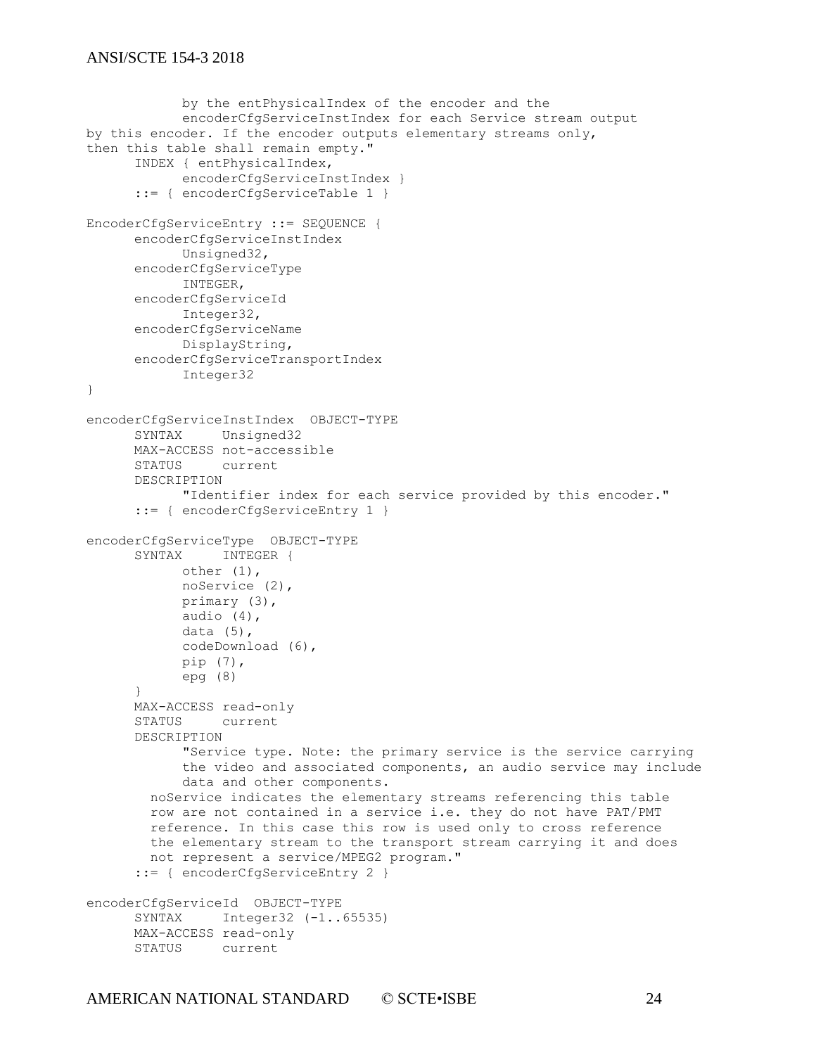```
            by the entPhysicalIndex of the encoder and the
            encoderCfgServiceInstIndex for each Service stream output
by this encoder. If the encoder outputs elementary streams only,
then this table shall remain empty."
      INDEX { entPhysicalIndex,
            encoderCfgServiceInstIndex }
      ::= { encoderCfgServiceTable 1 }

EncoderCfgServiceEntry ::= SEQUENCE {
      encoderCfgServiceInstIndex
            Unsigned32,
      encoderCfgServiceType
            INTEGER,
      encoderCfgServiceId
            Integer32,
      encoderCfgServiceName
            DisplayString,
      encoderCfgServiceTransportIndex
            Integer32
}

encoderCfgServiceInstIndex  OBJECT-TYPE
      SYNTAX     Unsigned32
      MAX-ACCESS not-accessible
      STATUS     current
      DESCRIPTION
            "Identifier index for each service provided by this encoder."
      ::= { encoderCfgServiceEntry 1 }

encoderCfgServiceType  OBJECT-TYPE
      SYNTAX     INTEGER {
            other (1),
            noService (2),
            primary (3),
            audio (4),
            data (5),
            codeDownload (6),
            pip (7),
            epg (8)
      }
      MAX-ACCESS read-only
      STATUS     current
      DESCRIPTION
            "Service type. Note: the primary service is the service carrying
            the video and associated components, an audio service may include
            data and other components.
        noService indicates the elementary streams referencing this table
        row are not contained in a service i.e. they do not have PAT/PMT
        reference. In this case this row is used only to cross reference
        the elementary stream to the transport stream carrying it and does
        not represent a service/MPEG2 program."
      ::= { encoderCfgServiceEntry 2 }

encoderCfgServiceId  OBJECT-TYPE
      SYNTAX     Integer32 (-1..65535)
      MAX-ACCESS read-only
      STATUS     current
```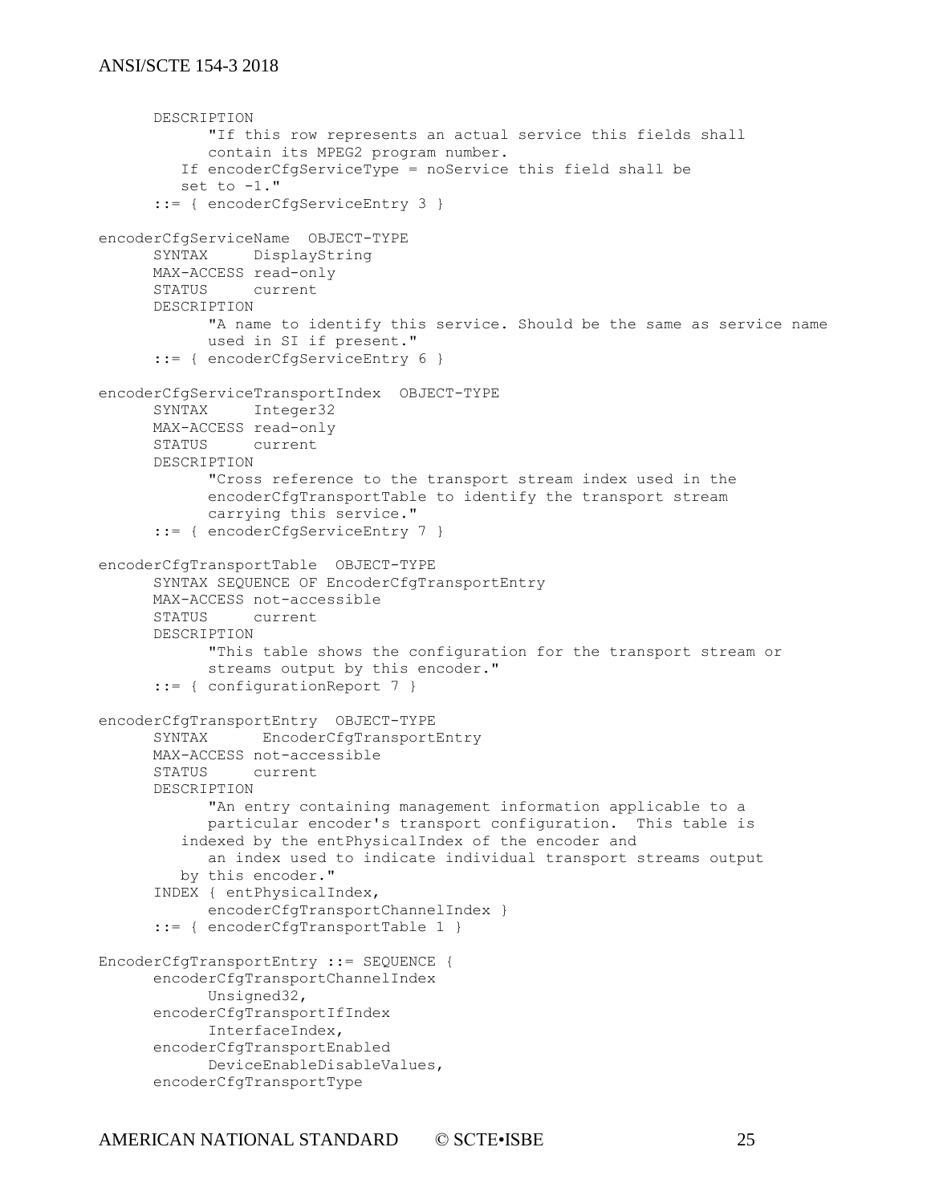```
      DESCRIPTION
            "If this row represents an actual service this fields shall
            contain its MPEG2 program number.
         If encoderCfgServiceType = noService this field shall be
         set to -1."
      ::= { encoderCfgServiceEntry 3 }

encoderCfgServiceName  OBJECT-TYPE
      SYNTAX     DisplayString
      MAX-ACCESS read-only
      STATUS     current
      DESCRIPTION
            "A name to identify this service. Should be the same as service name
            used in SI if present."
      ::= { encoderCfgServiceEntry 6 }

encoderCfgServiceTransportIndex  OBJECT-TYPE
      SYNTAX     Integer32
      MAX-ACCESS read-only
      STATUS     current
      DESCRIPTION
            "Cross reference to the transport stream index used in the
            encoderCfgTransportTable to identify the transport stream
            carrying this service."
      ::= { encoderCfgServiceEntry 7 }

encoderCfgTransportTable  OBJECT-TYPE
      SYNTAX SEQUENCE OF EncoderCfgTransportEntry
      MAX-ACCESS not-accessible
      STATUS     current
      DESCRIPTION
            "This table shows the configuration for the transport stream or
            streams output by this encoder."
      ::= { configurationReport 7 }

encoderCfgTransportEntry  OBJECT-TYPE
      SYNTAX      EncoderCfgTransportEntry
      MAX-ACCESS not-accessible
      STATUS     current
      DESCRIPTION
            "An entry containing management information applicable to a
            particular encoder's transport configuration.  This table is
         indexed by the entPhysicalIndex of the encoder and
            an index used to indicate individual transport streams output
         by this encoder."
      INDEX { entPhysicalIndex,
            encoderCfgTransportChannelIndex }
      ::= { encoderCfgTransportTable 1 }

EncoderCfgTransportEntry ::= SEQUENCE {
      encoderCfgTransportChannelIndex
            Unsigned32,
      encoderCfgTransportIfIndex
            InterfaceIndex,
      encoderCfgTransportEnabled
            DeviceEnableDisableValues,
      encoderCfgTransportType
```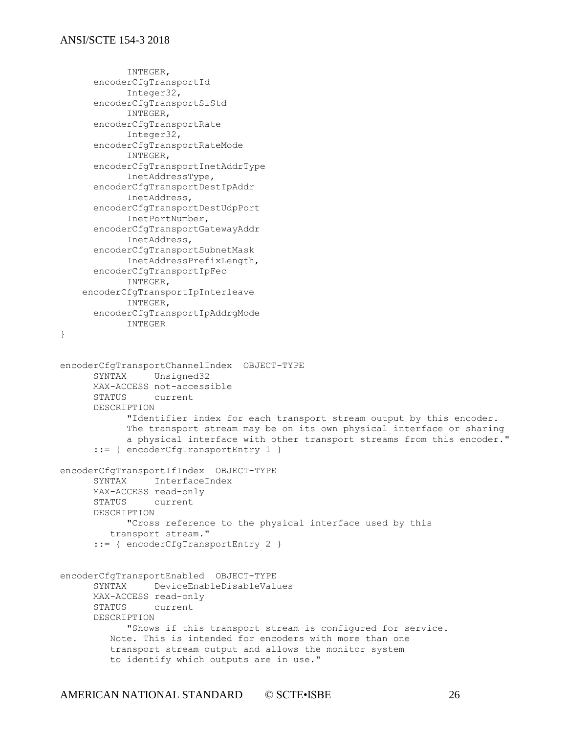```
            INTEGER,
      encoderCfgTransportId
            Integer32,
      encoderCfgTransportSiStd
            INTEGER,
      encoderCfgTransportRate
            Integer32,
      encoderCfgTransportRateMode
            INTEGER,
      encoderCfgTransportInetAddrType
            InetAddressType,
      encoderCfgTransportDestIpAddr
            InetAddress,
      encoderCfgTransportDestUdpPort
            InetPortNumber,
      encoderCfgTransportGatewayAddr
            InetAddress,
      encoderCfgTransportSubnetMask
            InetAddressPrefixLength,
      encoderCfgTransportIpFec
            INTEGER,
    encoderCfgTransportIpInterleave
            INTEGER,
      encoderCfgTransportIpAddrgMode
            INTEGER
}


encoderCfgTransportChannelIndex  OBJECT-TYPE
      SYNTAX     Unsigned32
      MAX-ACCESS not-accessible
      STATUS     current
      DESCRIPTION
            "Identifier index for each transport stream output by this encoder.
            The transport stream may be on its own physical interface or sharing
            a physical interface with other transport streams from this encoder."
      ::= { encoderCfgTransportEntry 1 }

encoderCfgTransportIfIndex  OBJECT-TYPE
      SYNTAX     InterfaceIndex
      MAX-ACCESS read-only
      STATUS     current
      DESCRIPTION
            "Cross reference to the physical interface used by this
         transport stream."
      ::= { encoderCfgTransportEntry 2 }


encoderCfgTransportEnabled  OBJECT-TYPE
      SYNTAX     DeviceEnableDisableValues
      MAX-ACCESS read-only
      STATUS     current
      DESCRIPTION
            "Shows if this transport stream is configured for service.
         Note. This is intended for encoders with more than one
         transport stream output and allows the monitor system
         to identify which outputs are in use."
```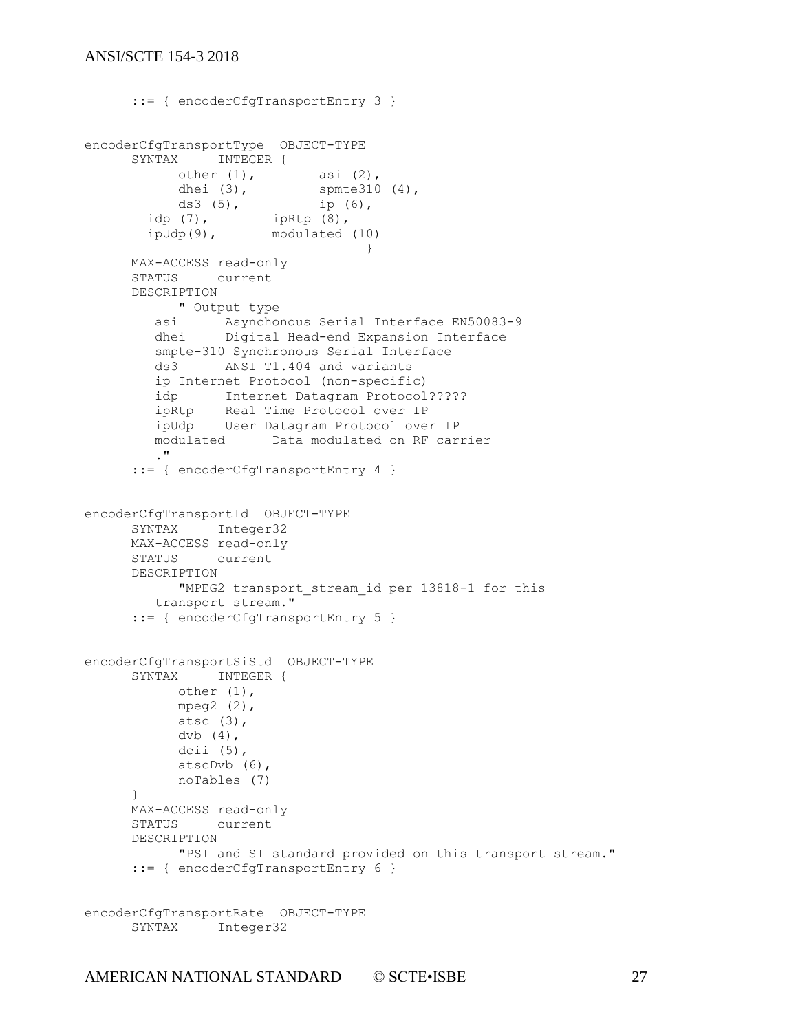```
      ::= { encoderCfgTransportEntry 3 }


encoderCfgTransportType  OBJECT-TYPE
      SYNTAX     INTEGER {
            other (1),         asi (2),
            dhei (3),          spmte310 (4),
            ds3 (5),           ip (6),
        idp (7),         ipRtp (8),
        ipUdp(9),        modulated (10)
                                 }
      MAX-ACCESS read-only
      STATUS     current
      DESCRIPTION
            " Output type
         asi      Asynchonous Serial Interface EN50083-9
         dhei     Digital Head-end Expansion Interface
         smpte-310 Synchronous Serial Interface
         ds3      ANSI T1.404 and variants
         ip Internet Protocol (non-specific)
         idp      Internet Datagram Protocol?????
         ipRtp    Real Time Protocol over IP
         ipUdp    User Datagram Protocol over IP
         modulated      Data modulated on RF carrier
         ."
      ::= { encoderCfgTransportEntry 4 }


encoderCfgTransportId  OBJECT-TYPE
      SYNTAX     Integer32
      MAX-ACCESS read-only
      STATUS     current
      DESCRIPTION
            "MPEG2 transport_stream_id per 13818-1 for this
         transport stream."
      ::= { encoderCfgTransportEntry 5 }


encoderCfgTransportSiStd  OBJECT-TYPE
      SYNTAX     INTEGER {
            other (1),
            mpeg2 (2),
            atsc (3),
            dvb (4),
            dcii (5),
            atscDvb (6),
            noTables (7)
      }
      MAX-ACCESS read-only
      STATUS     current
      DESCRIPTION
            "PSI and SI standard provided on this transport stream."
      ::= { encoderCfgTransportEntry 6 }


encoderCfgTransportRate  OBJECT-TYPE
      SYNTAX     Integer32
```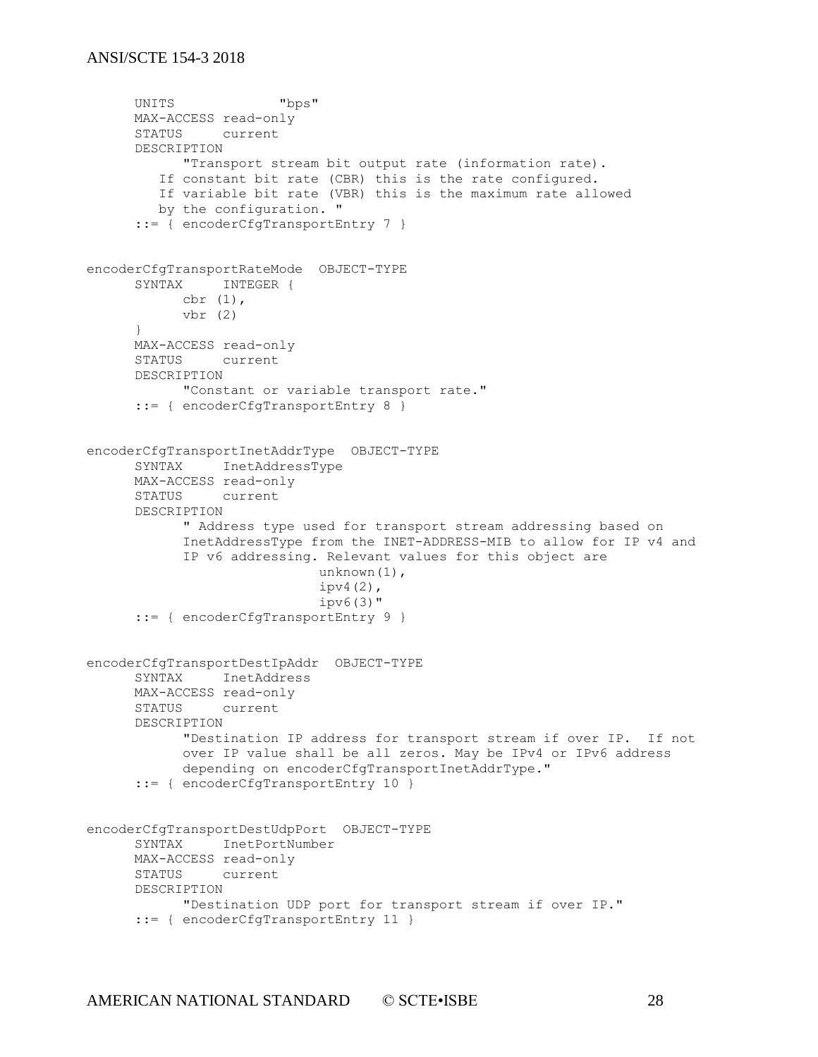```
      UNITS             "bps"
      MAX-ACCESS read-only
      STATUS     current
      DESCRIPTION
            "Transport stream bit output rate (information rate).
         If constant bit rate (CBR) this is the rate configured.
         If variable bit rate (VBR) this is the maximum rate allowed
         by the configuration. "
      ::= { encoderCfgTransportEntry 7 }


encoderCfgTransportRateMode  OBJECT-TYPE
      SYNTAX     INTEGER {
            cbr (1),
            vbr (2)
      }
      MAX-ACCESS read-only
      STATUS     current
      DESCRIPTION
            "Constant or variable transport rate."
      ::= { encoderCfgTransportEntry 8 }


encoderCfgTransportInetAddrType  OBJECT-TYPE
      SYNTAX     InetAddressType
      MAX-ACCESS read-only
      STATUS     current
      DESCRIPTION
            " Address type used for transport stream addressing based on
            InetAddressType from the INET-ADDRESS-MIB to allow for IP v4 and
            IP v6 addressing. Relevant values for this object are
                             unknown(1),
                             ipv4(2),
                             ipv6(3)"
      ::= { encoderCfgTransportEntry 9 }


encoderCfgTransportDestIpAddr  OBJECT-TYPE
      SYNTAX     InetAddress
      MAX-ACCESS read-only
      STATUS     current
      DESCRIPTION
            "Destination IP address for transport stream if over IP.  If not
            over IP value shall be all zeros. May be IPv4 or IPv6 address
            depending on encoderCfgTransportInetAddrType."
      ::= { encoderCfgTransportEntry 10 }


encoderCfgTransportDestUdpPort  OBJECT-TYPE
      SYNTAX     InetPortNumber
      MAX-ACCESS read-only
      STATUS     current
      DESCRIPTION
            "Destination UDP port for transport stream if over IP."
      ::= { encoderCfgTransportEntry 11 }
```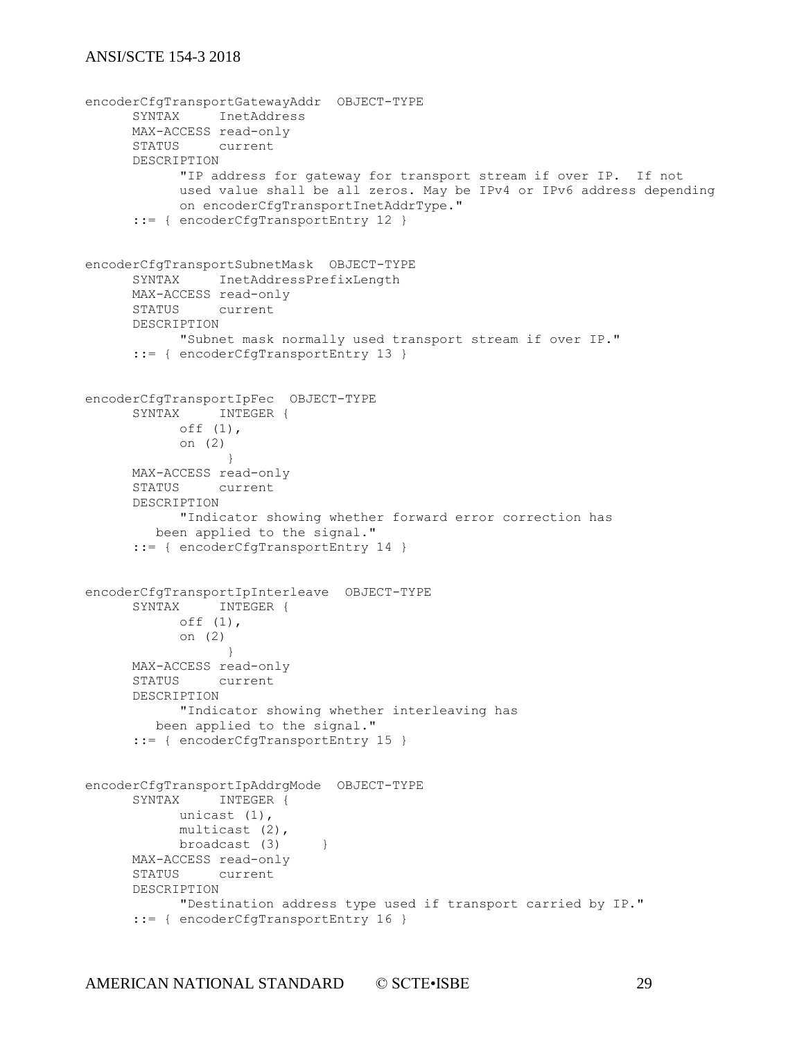```
encoderCfgTransportGatewayAddr  OBJECT-TYPE
      SYNTAX     InetAddress
      MAX-ACCESS read-only
      STATUS     current
      DESCRIPTION
            "IP address for gateway for transport stream if over IP.  If not
            used value shall be all zeros. May be IPv4 or IPv6 address depending
            on encoderCfgTransportInetAddrType."
      ::= { encoderCfgTransportEntry 12 }


encoderCfgTransportSubnetMask  OBJECT-TYPE
      SYNTAX     InetAddressPrefixLength
      MAX-ACCESS read-only
      STATUS     current
      DESCRIPTION
            "Subnet mask normally used transport stream if over IP."
      ::= { encoderCfgTransportEntry 13 }


encoderCfgTransportIpFec  OBJECT-TYPE
      SYNTAX     INTEGER {
            off (1),
            on (2)
                 }
      MAX-ACCESS read-only
      STATUS     current
      DESCRIPTION
            "Indicator showing whether forward error correction has
         been applied to the signal."
      ::= { encoderCfgTransportEntry 14 }


encoderCfgTransportIpInterleave  OBJECT-TYPE
      SYNTAX     INTEGER {
            off (1),
            on (2)
                 }
      MAX-ACCESS read-only
      STATUS     current
      DESCRIPTION
            "Indicator showing whether interleaving has
         been applied to the signal."
      ::= { encoderCfgTransportEntry 15 }


encoderCfgTransportIpAddrgMode  OBJECT-TYPE
      SYNTAX     INTEGER {
            unicast (1),
            multicast (2),
            broadcast (3)     }
      MAX-ACCESS read-only
      STATUS     current
      DESCRIPTION
            "Destination address type used if transport carried by IP."
      ::= { encoderCfgTransportEntry 16 }
```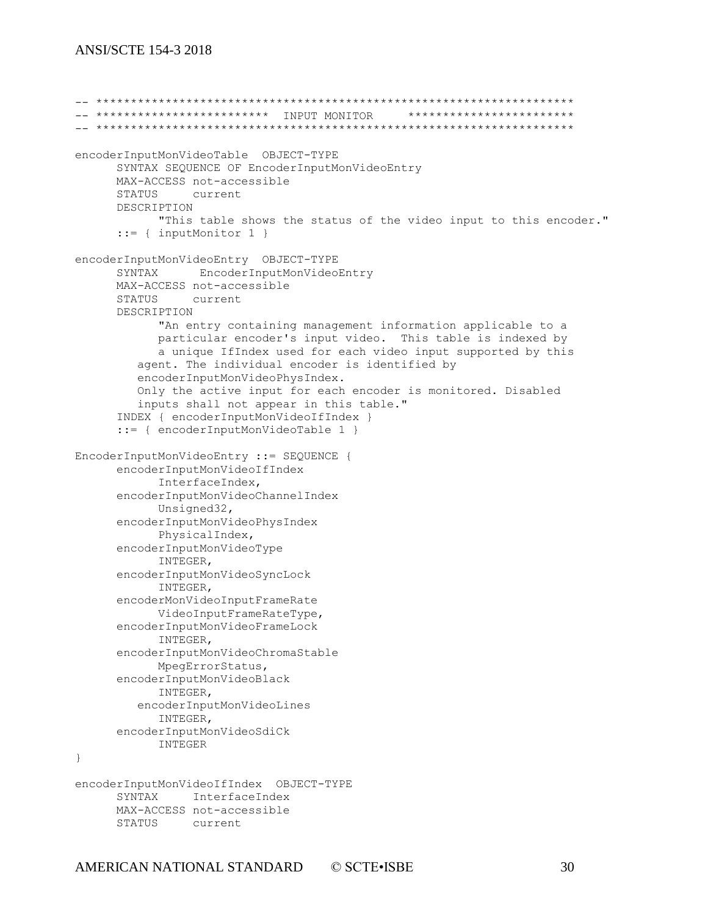```
-- *****************************************************************
-- ***********************  INPUT MONITOR    ***********************
-- *****************************************************************

encoderInputMonVideoTable  OBJECT-TYPE
      SYNTAX SEQUENCE OF EncoderInputMonVideoEntry
      MAX-ACCESS not-accessible
      STATUS     current
      DESCRIPTION
            "This table shows the status of the video input to this encoder."
      ::= { inputMonitor 1 }

encoderInputMonVideoEntry  OBJECT-TYPE
      SYNTAX      EncoderInputMonVideoEntry
      MAX-ACCESS not-accessible
      STATUS     current
      DESCRIPTION
            "An entry containing management information applicable to a
            particular encoder's input video.  This table is indexed by
            a unique IfIndex used for each video input supported by this
         agent. The individual encoder is identified by
         encoderInputMonVideoPhysIndex.
         Only the active input for each encoder is monitored. Disabled
         inputs shall not appear in this table."
      INDEX { encoderInputMonVideoIfIndex }
      ::= { encoderInputMonVideoTable 1 }

EncoderInputMonVideoEntry ::= SEQUENCE {
      encoderInputMonVideoIfIndex
            InterfaceIndex,
      encoderInputMonVideoChannelIndex
            Unsigned32,
      encoderInputMonVideoPhysIndex
            PhysicalIndex,
      encoderInputMonVideoType
            INTEGER,
      encoderInputMonVideoSyncLock
            INTEGER,
      encoderMonVideoInputFrameRate
            VideoInputFrameRateType,
      encoderInputMonVideoFrameLock
            INTEGER,
      encoderInputMonVideoChromaStable
            MpegErrorStatus,
      encoderInputMonVideoBlack
            INTEGER,
         encoderInputMonVideoLines
            INTEGER,
      encoderInputMonVideoSdiCk
            INTEGER
}

encoderInputMonVideoIfIndex  OBJECT-TYPE
      SYNTAX     InterfaceIndex
      MAX-ACCESS not-accessible
      STATUS     current
```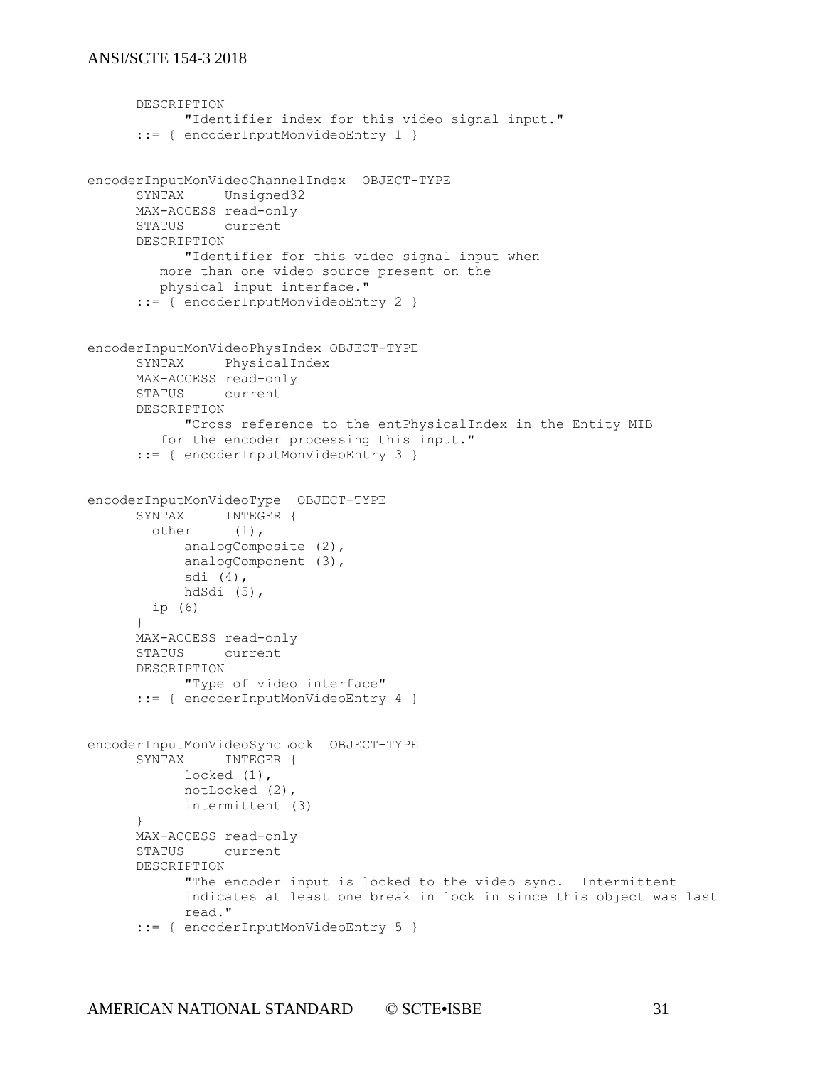```
      DESCRIPTION
            "Identifier index for this video signal input."
      ::= { encoderInputMonVideoEntry 1 }


encoderInputMonVideoChannelIndex  OBJECT-TYPE
      SYNTAX     Unsigned32
      MAX-ACCESS read-only
      STATUS     current
      DESCRIPTION
            "Identifier for this video signal input when
         more than one video source present on the
         physical input interface."
      ::= { encoderInputMonVideoEntry 2 }


encoderInputMonVideoPhysIndex OBJECT-TYPE
      SYNTAX     PhysicalIndex
      MAX-ACCESS read-only
      STATUS     current
      DESCRIPTION
            "Cross reference to the entPhysicalIndex in the Entity MIB
         for the encoder processing this input."
      ::= { encoderInputMonVideoEntry 3 }


encoderInputMonVideoType  OBJECT-TYPE
      SYNTAX     INTEGER {
        other     (1),
            analogComposite (2),
            analogComponent (3),
            sdi (4),
            hdSdi (5),
        ip (6)
      }
      MAX-ACCESS read-only
      STATUS     current
      DESCRIPTION
            "Type of video interface"
      ::= { encoderInputMonVideoEntry 4 }


encoderInputMonVideoSyncLock  OBJECT-TYPE
      SYNTAX     INTEGER {
            locked (1),
            notLocked (2),
            intermittent (3)
      }
      MAX-ACCESS read-only
      STATUS     current
      DESCRIPTION
            "The encoder input is locked to the video sync.  Intermittent
            indicates at least one break in lock in since this object was last
            read."
      ::= { encoderInputMonVideoEntry 5 }
```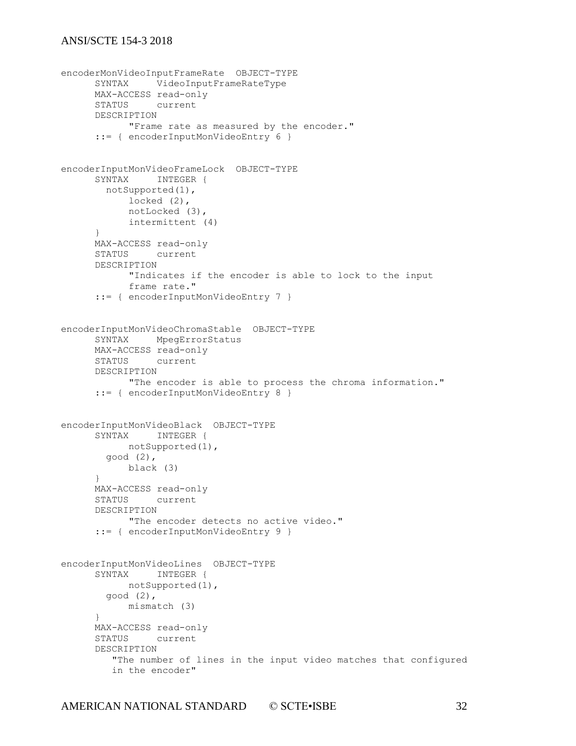```
encoderMonVideoInputFrameRate  OBJECT-TYPE
      SYNTAX     VideoInputFrameRateType
      MAX-ACCESS read-only
      STATUS     current
      DESCRIPTION
            "Frame rate as measured by the encoder."
      ::= { encoderInputMonVideoEntry 6 }


encoderInputMonVideoFrameLock  OBJECT-TYPE
      SYNTAX     INTEGER {
        notSupported(1),
            locked (2),
            notLocked (3),
            intermittent (4)
      }
      MAX-ACCESS read-only
      STATUS     current
      DESCRIPTION
            "Indicates if the encoder is able to lock to the input
            frame rate."
      ::= { encoderInputMonVideoEntry 7 }


encoderInputMonVideoChromaStable  OBJECT-TYPE
      SYNTAX     MpegErrorStatus
      MAX-ACCESS read-only
      STATUS     current
      DESCRIPTION
            "The encoder is able to process the chroma information."
      ::= { encoderInputMonVideoEntry 8 }


encoderInputMonVideoBlack  OBJECT-TYPE
      SYNTAX     INTEGER {
            notSupported(1),
        good (2),
            black (3)
      }
      MAX-ACCESS read-only
      STATUS     current
      DESCRIPTION
            "The encoder detects no active video."
      ::= { encoderInputMonVideoEntry 9 }


encoderInputMonVideoLines  OBJECT-TYPE
      SYNTAX     INTEGER {
            notSupported(1),
        good (2),
            mismatch (3)
      }
      MAX-ACCESS read-only
      STATUS     current
      DESCRIPTION
         "The number of lines in the input video matches that configured
         in the encoder"
```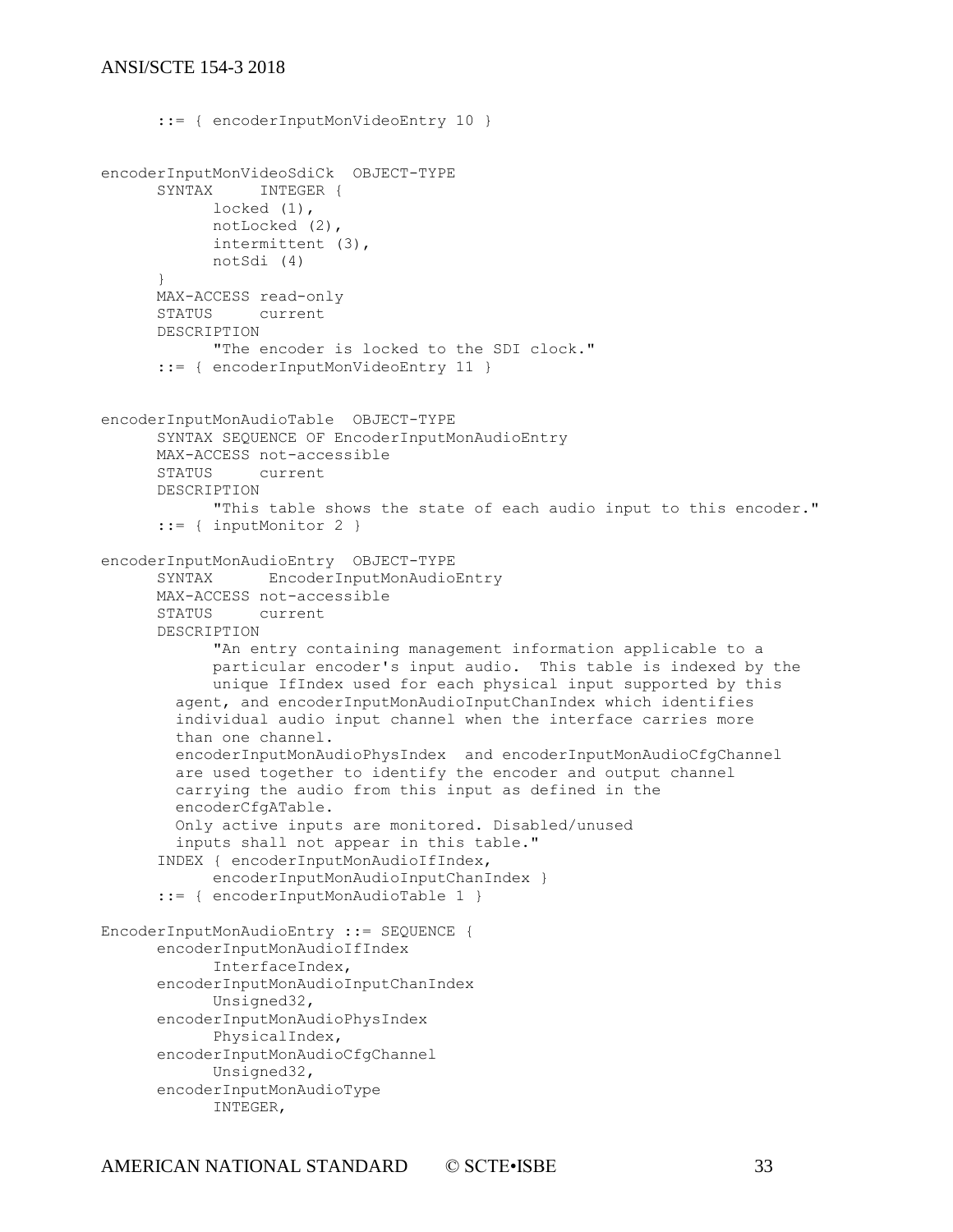```
      ::= { encoderInputMonVideoEntry 10 }


encoderInputMonVideoSdiCk  OBJECT-TYPE
      SYNTAX     INTEGER {
            locked (1),
            notLocked (2),
            intermittent (3),
            notSdi (4)
      }
      MAX-ACCESS read-only
      STATUS     current
      DESCRIPTION
            "The encoder is locked to the SDI clock."
      ::= { encoderInputMonVideoEntry 11 }


encoderInputMonAudioTable  OBJECT-TYPE
      SYNTAX SEQUENCE OF EncoderInputMonAudioEntry
      MAX-ACCESS not-accessible
      STATUS     current
      DESCRIPTION
            "This table shows the state of each audio input to this encoder."
      ::= { inputMonitor 2 }

encoderInputMonAudioEntry  OBJECT-TYPE
      SYNTAX      EncoderInputMonAudioEntry
      MAX-ACCESS not-accessible
      STATUS     current
      DESCRIPTION
            "An entry containing management information applicable to a
            particular encoder's input audio.  This table is indexed by the
            unique IfIndex used for each physical input supported by this
        agent, and encoderInputMonAudioInputChanIndex which identifies
        individual audio input channel when the interface carries more
        than one channel.
        encoderInputMonAudioPhysIndex  and encoderInputMonAudioCfgChannel
        are used together to identify the encoder and output channel
        carrying the audio from this input as defined in the
        encoderCfgATable.
        Only active inputs are monitored. Disabled/unused
        inputs shall not appear in this table."
      INDEX { encoderInputMonAudioIfIndex,
            encoderInputMonAudioInputChanIndex }
      ::= { encoderInputMonAudioTable 1 }

EncoderInputMonAudioEntry ::= SEQUENCE {
      encoderInputMonAudioIfIndex
            InterfaceIndex,
      encoderInputMonAudioInputChanIndex
            Unsigned32,
      encoderInputMonAudioPhysIndex
            PhysicalIndex,
      encoderInputMonAudioCfgChannel
            Unsigned32,
      encoderInputMonAudioType
            INTEGER,
```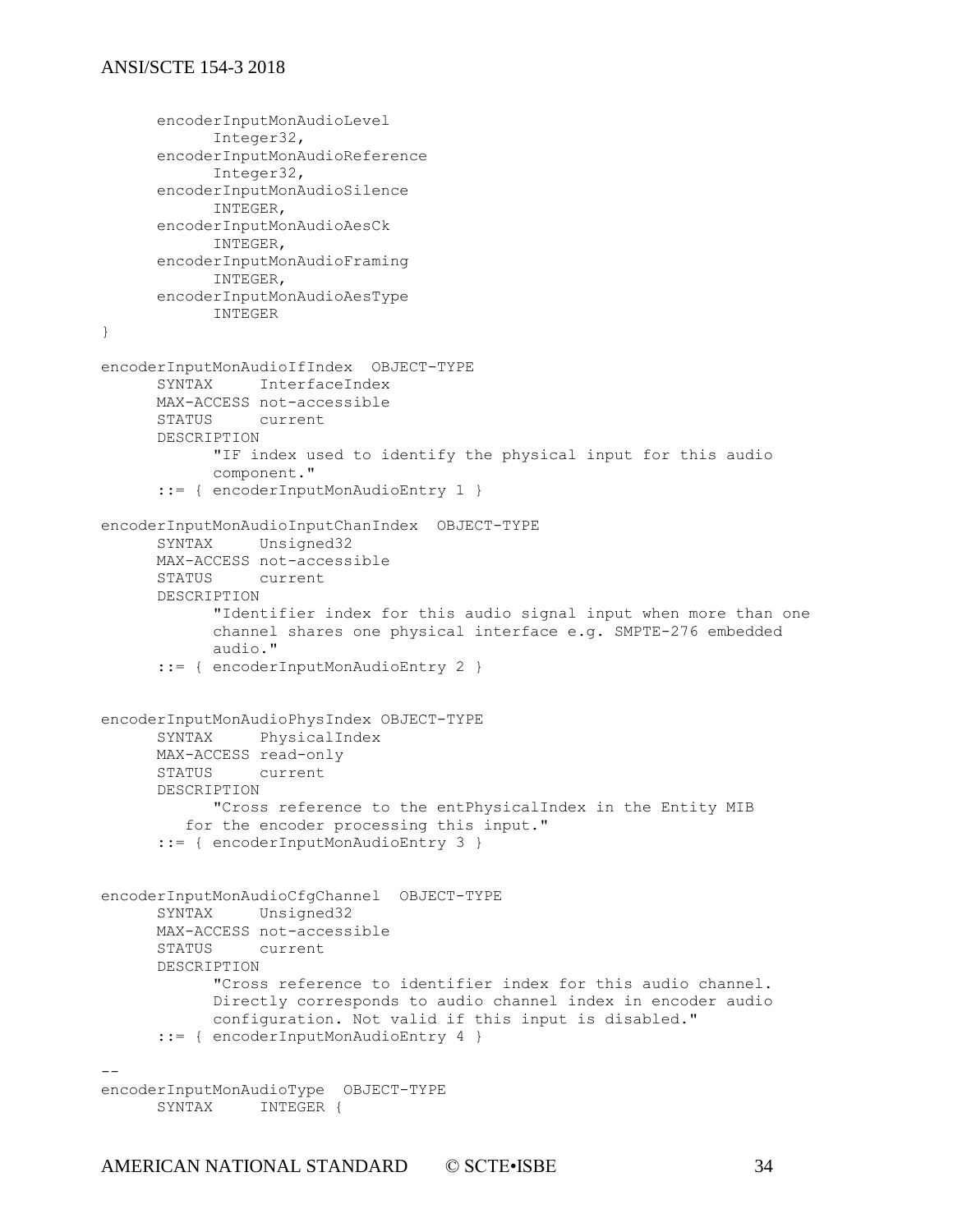```
      encoderInputMonAudioLevel
            Integer32,
      encoderInputMonAudioReference
            Integer32,
      encoderInputMonAudioSilence
            INTEGER,
      encoderInputMonAudioAesCk
            INTEGER,
      encoderInputMonAudioFraming
            INTEGER,
      encoderInputMonAudioAesType
            INTEGER
}

encoderInputMonAudioIfIndex  OBJECT-TYPE
      SYNTAX     InterfaceIndex
      MAX-ACCESS not-accessible
      STATUS     current
      DESCRIPTION
            "IF index used to identify the physical input for this audio
            component."
      ::= { encoderInputMonAudioEntry 1 }

encoderInputMonAudioInputChanIndex  OBJECT-TYPE
      SYNTAX     Unsigned32
      MAX-ACCESS not-accessible
      STATUS     current
      DESCRIPTION
            "Identifier index for this audio signal input when more than one
            channel shares one physical interface e.g. SMPTE-276 embedded
            audio."
      ::= { encoderInputMonAudioEntry 2 }


encoderInputMonAudioPhysIndex OBJECT-TYPE
      SYNTAX     PhysicalIndex
      MAX-ACCESS read-only
      STATUS     current
      DESCRIPTION
            "Cross reference to the entPhysicalIndex in the Entity MIB
         for the encoder processing this input."
      ::= { encoderInputMonAudioEntry 3 }


encoderInputMonAudioCfgChannel  OBJECT-TYPE
      SYNTAX     Unsigned32
      MAX-ACCESS not-accessible
      STATUS     current
      DESCRIPTION
            "Cross reference to identifier index for this audio channel.
            Directly corresponds to audio channel index in encoder audio
            configuration. Not valid if this input is disabled."
      ::= { encoderInputMonAudioEntry 4 }

--
encoderInputMonAudioType  OBJECT-TYPE
      SYNTAX     INTEGER {
```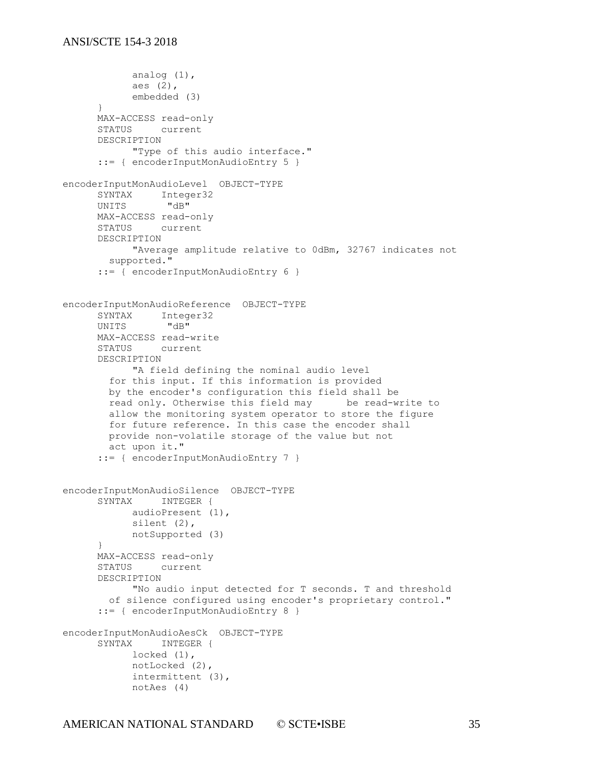```
            analog (1),
            aes (2),
            embedded (3)
      }
      MAX-ACCESS read-only
      STATUS     current
      DESCRIPTION
            "Type of this audio interface."
      ::= { encoderInputMonAudioEntry 5 }

encoderInputMonAudioLevel  OBJECT-TYPE
      SYNTAX     Integer32
      UNITS       "dB"
      MAX-ACCESS read-only
      STATUS     current
      DESCRIPTION
            "Average amplitude relative to 0dBm, 32767 indicates not
        supported."
      ::= { encoderInputMonAudioEntry 6 }


encoderInputMonAudioReference  OBJECT-TYPE
      SYNTAX     Integer32
      UNITS       "dB"
      MAX-ACCESS read-write
      STATUS     current
      DESCRIPTION
            "A field defining the nominal audio level
        for this input. If this information is provided
        by the encoder's configuration this field shall be
        read only. Otherwise this field may      be read-write to
        allow the monitoring system operator to store the figure
        for future reference. In this case the encoder shall
        provide non-volatile storage of the value but not
        act upon it."
      ::= { encoderInputMonAudioEntry 7 }


encoderInputMonAudioSilence  OBJECT-TYPE
      SYNTAX     INTEGER {
            audioPresent (1),
            silent (2),
            notSupported (3)
      }
      MAX-ACCESS read-only
      STATUS     current
      DESCRIPTION
            "No audio input detected for T seconds. T and threshold
        of silence configured using encoder's proprietary control."
      ::= { encoderInputMonAudioEntry 8 }

encoderInputMonAudioAesCk  OBJECT-TYPE
      SYNTAX     INTEGER {
            locked (1),
            notLocked (2),
            intermittent (3),
            notAes (4)
```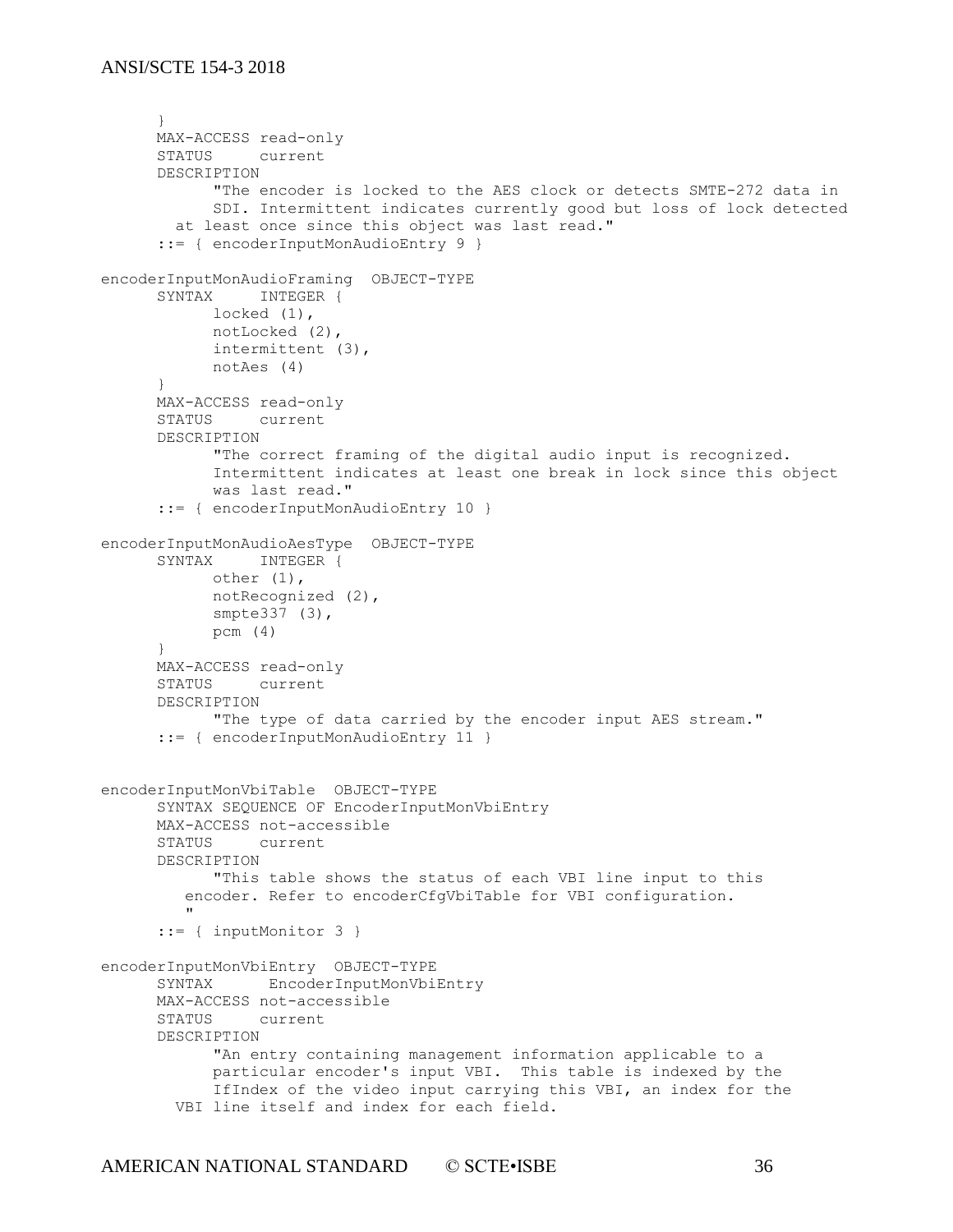```
      }
      MAX-ACCESS read-only
      STATUS     current
      DESCRIPTION
            "The encoder is locked to the AES clock or detects SMTE-272 data in
            SDI. Intermittent indicates currently good but loss of lock detected
        at least once since this object was last read."
      ::= { encoderInputMonAudioEntry 9 }

encoderInputMonAudioFraming  OBJECT-TYPE
      SYNTAX     INTEGER {
            locked (1),
            notLocked (2),
            intermittent (3),
            notAes (4)
      }
      MAX-ACCESS read-only
      STATUS     current
      DESCRIPTION
            "The correct framing of the digital audio input is recognized.
            Intermittent indicates at least one break in lock since this object
            was last read."
      ::= { encoderInputMonAudioEntry 10 }

encoderInputMonAudioAesType  OBJECT-TYPE
      SYNTAX     INTEGER {
            other (1),
            notRecognized (2),
            smpte337 (3),
            pcm (4)
      }
      MAX-ACCESS read-only
      STATUS     current
      DESCRIPTION
            "The type of data carried by the encoder input AES stream."
      ::= { encoderInputMonAudioEntry 11 }


encoderInputMonVbiTable  OBJECT-TYPE
      SYNTAX SEQUENCE OF EncoderInputMonVbiEntry
      MAX-ACCESS not-accessible
      STATUS     current
      DESCRIPTION
            "This table shows the status of each VBI line input to this
         encoder. Refer to encoderCfgVbiTable for VBI configuration.
         "
      ::= { inputMonitor 3 }

encoderInputMonVbiEntry  OBJECT-TYPE
      SYNTAX      EncoderInputMonVbiEntry
      MAX-ACCESS not-accessible
      STATUS     current
      DESCRIPTION
            "An entry containing management information applicable to a
            particular encoder's input VBI.  This table is indexed by the
            IfIndex of the video input carrying this VBI, an index for the
        VBI line itself and index for each field.
```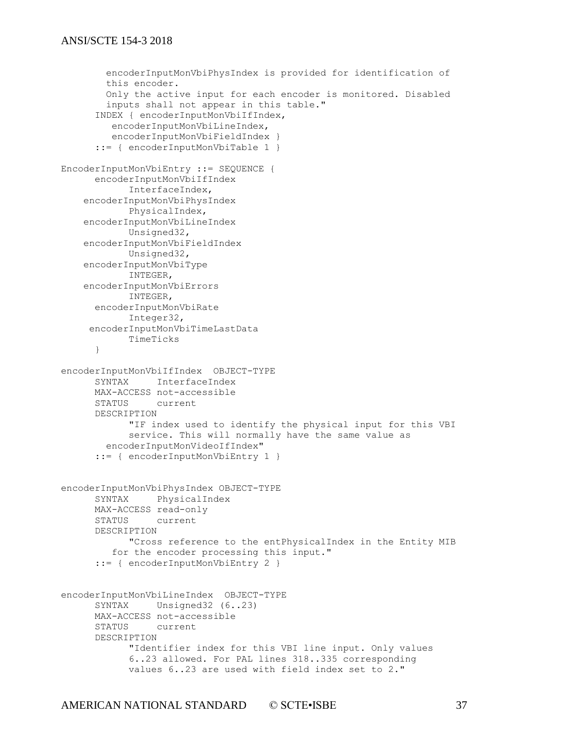```
        encoderInputMonVbiPhysIndex is provided for identification of
        this encoder.
        Only the active input for each encoder is monitored. Disabled
        inputs shall not appear in this table."
      INDEX { encoderInputMonVbiIfIndex,
         encoderInputMonVbiLineIndex,
         encoderInputMonVbiFieldIndex }
      ::= { encoderInputMonVbiTable 1 }

EncoderInputMonVbiEntry ::= SEQUENCE {
      encoderInputMonVbiIfIndex
            InterfaceIndex,
    encoderInputMonVbiPhysIndex
            PhysicalIndex,
    encoderInputMonVbiLineIndex
            Unsigned32,
    encoderInputMonVbiFieldIndex
            Unsigned32,
    encoderInputMonVbiType
            INTEGER,
    encoderInputMonVbiErrors
            INTEGER,
      encoderInputMonVbiRate
            Integer32,
     encoderInputMonVbiTimeLastData
            TimeTicks
      }

encoderInputMonVbiIfIndex  OBJECT-TYPE
      SYNTAX     InterfaceIndex
      MAX-ACCESS not-accessible
      STATUS     current
      DESCRIPTION
            "IF index used to identify the physical input for this VBI
            service. This will normally have the same value as
        encoderInputMonVideoIfIndex"
      ::= { encoderInputMonVbiEntry 1 }


encoderInputMonVbiPhysIndex OBJECT-TYPE
      SYNTAX     PhysicalIndex
      MAX-ACCESS read-only
      STATUS     current
      DESCRIPTION
            "Cross reference to the entPhysicalIndex in the Entity MIB
         for the encoder processing this input."
      ::= { encoderInputMonVbiEntry 2 }


encoderInputMonVbiLineIndex  OBJECT-TYPE
      SYNTAX     Unsigned32 (6..23)
      MAX-ACCESS not-accessible
      STATUS     current
      DESCRIPTION
            "Identifier index for this VBI line input. Only values
            6..23 allowed. For PAL lines 318..335 corresponding
            values 6..23 are used with field index set to 2."
```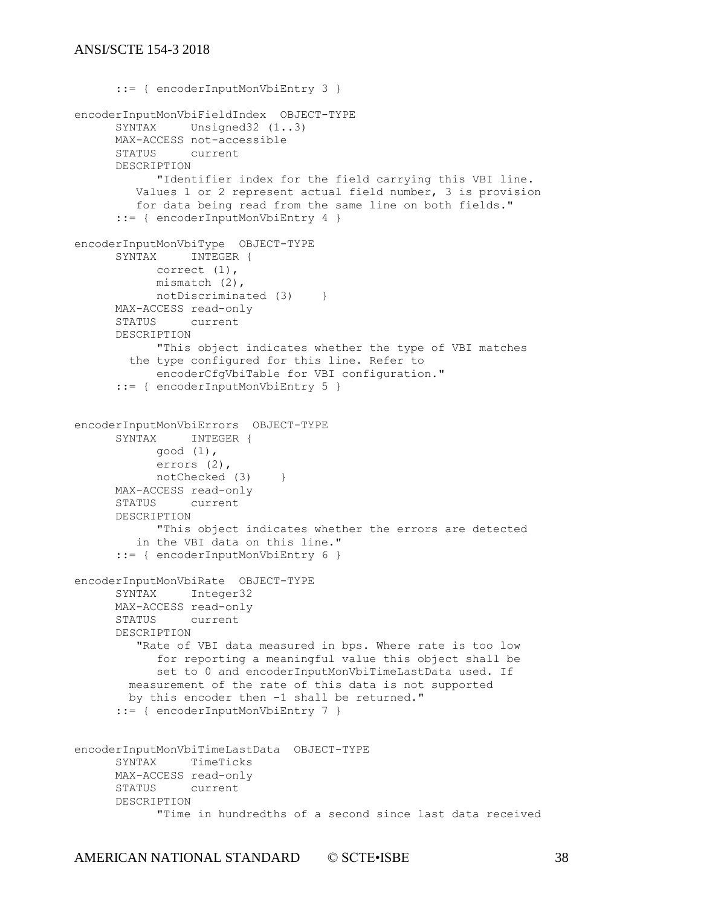```
      ::= { encoderInputMonVbiEntry 3 }

encoderInputMonVbiFieldIndex  OBJECT-TYPE
      SYNTAX     Unsigned32 (1..3)
      MAX-ACCESS not-accessible
      STATUS     current
      DESCRIPTION
            "Identifier index for the field carrying this VBI line.
         Values 1 or 2 represent actual field number, 3 is provision
         for data being read from the same line on both fields."
      ::= { encoderInputMonVbiEntry 4 }

encoderInputMonVbiType  OBJECT-TYPE
      SYNTAX     INTEGER {
            correct (1),
            mismatch (2),
            notDiscriminated (3)    }
      MAX-ACCESS read-only
      STATUS     current
      DESCRIPTION
            "This object indicates whether the type of VBI matches
        the type configured for this line. Refer to
            encoderCfgVbiTable for VBI configuration."
      ::= { encoderInputMonVbiEntry 5 }


encoderInputMonVbiErrors  OBJECT-TYPE
      SYNTAX     INTEGER {
            good (1),
            errors (2),
            notChecked (3)    }
      MAX-ACCESS read-only
      STATUS     current
      DESCRIPTION
            "This object indicates whether the errors are detected
         in the VBI data on this line."
      ::= { encoderInputMonVbiEntry 6 }

encoderInputMonVbiRate  OBJECT-TYPE
      SYNTAX     Integer32
      MAX-ACCESS read-only
      STATUS     current
      DESCRIPTION
         "Rate of VBI data measured in bps. Where rate is too low
            for reporting a meaningful value this object shall be
            set to 0 and encoderInputMonVbiTimeLastData used. If
        measurement of the rate of this data is not supported
        by this encoder then -1 shall be returned."
      ::= { encoderInputMonVbiEntry 7 }


encoderInputMonVbiTimeLastData  OBJECT-TYPE
      SYNTAX     TimeTicks
      MAX-ACCESS read-only
      STATUS     current
      DESCRIPTION
            "Time in hundredths of a second since last data received
```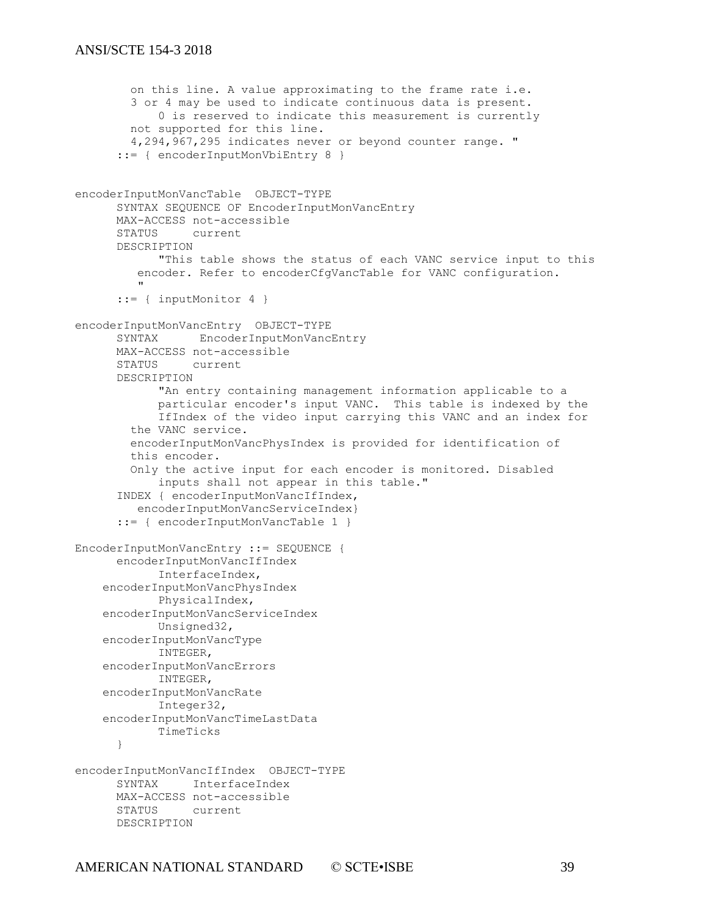```
        on this line. A value approximating to the frame rate i.e.
        3 or 4 may be used to indicate continuous data is present.
            0 is reserved to indicate this measurement is currently
        not supported for this line.
        4,294,967,295 indicates never or beyond counter range. "
      ::= { encoderInputMonVbiEntry 8 }


encoderInputMonVancTable  OBJECT-TYPE
      SYNTAX SEQUENCE OF EncoderInputMonVancEntry
      MAX-ACCESS not-accessible
      STATUS     current
      DESCRIPTION
            "This table shows the status of each VANC service input to this
         encoder. Refer to encoderCfgVancTable for VANC configuration.
         "
      ::= { inputMonitor 4 }

encoderInputMonVancEntry  OBJECT-TYPE
      SYNTAX      EncoderInputMonVancEntry
      MAX-ACCESS not-accessible
      STATUS     current
      DESCRIPTION
            "An entry containing management information applicable to a
            particular encoder's input VANC.  This table is indexed by the
            IfIndex of the video input carrying this VANC and an index for
        the VANC service.
        encoderInputMonVancPhysIndex is provided for identification of
        this encoder.
        Only the active input for each encoder is monitored. Disabled
            inputs shall not appear in this table."
      INDEX { encoderInputMonVancIfIndex,
         encoderInputMonVancServiceIndex}
      ::= { encoderInputMonVancTable 1 }

EncoderInputMonVancEntry ::= SEQUENCE {
      encoderInputMonVancIfIndex
            InterfaceIndex,
    encoderInputMonVancPhysIndex
            PhysicalIndex,
    encoderInputMonVancServiceIndex
            Unsigned32,
    encoderInputMonVancType
            INTEGER,
    encoderInputMonVancErrors
            INTEGER,
    encoderInputMonVancRate
            Integer32,
    encoderInputMonVancTimeLastData
            TimeTicks
      }

encoderInputMonVancIfIndex  OBJECT-TYPE
      SYNTAX     InterfaceIndex
      MAX-ACCESS not-accessible
      STATUS     current
      DESCRIPTION
```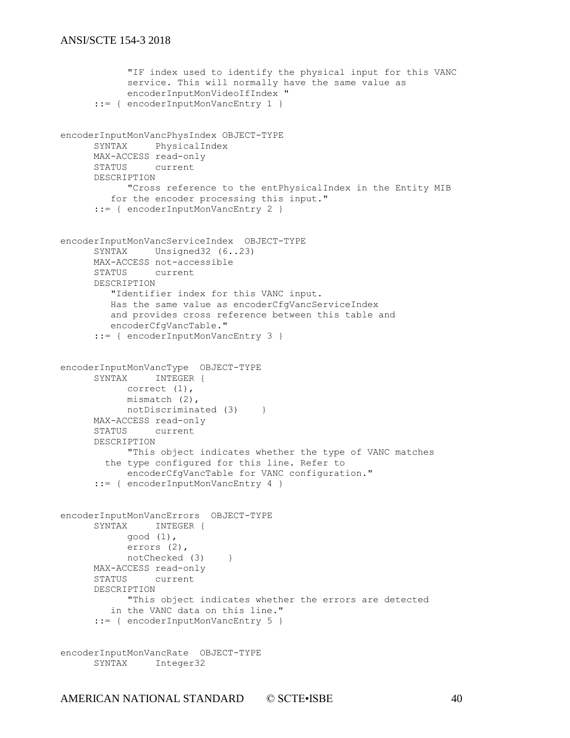```
            "IF index used to identify the physical input for this VANC
            service. This will normally have the same value as
            encoderInputMonVideoIfIndex "
      ::= { encoderInputMonVancEntry 1 }


encoderInputMonVancPhysIndex OBJECT-TYPE
      SYNTAX     PhysicalIndex
      MAX-ACCESS read-only
      STATUS     current
      DESCRIPTION
            "Cross reference to the entPhysicalIndex in the Entity MIB
         for the encoder processing this input."
      ::= { encoderInputMonVancEntry 2 }


encoderInputMonVancServiceIndex  OBJECT-TYPE
      SYNTAX     Unsigned32 (6..23)
      MAX-ACCESS not-accessible
      STATUS     current
      DESCRIPTION
         "Identifier index for this VANC input.
         Has the same value as encoderCfgVancServiceIndex
         and provides cross reference between this table and
         encoderCfgVancTable."
      ::= { encoderInputMonVancEntry 3 }


encoderInputMonVancType  OBJECT-TYPE
      SYNTAX     INTEGER {
            correct (1),
            mismatch (2),
            notDiscriminated (3)    }
      MAX-ACCESS read-only
      STATUS     current
      DESCRIPTION
            "This object indicates whether the type of VANC matches
        the type configured for this line. Refer to
            encoderCfgVancTable for VANC configuration."
      ::= { encoderInputMonVancEntry 4 }


encoderInputMonVancErrors  OBJECT-TYPE
      SYNTAX     INTEGER {
            good (1),
            errors (2),
            notChecked (3)    }
      MAX-ACCESS read-only
      STATUS     current
      DESCRIPTION
            "This object indicates whether the errors are detected
         in the VANC data on this line."
      ::= { encoderInputMonVancEntry 5 }


encoderInputMonVancRate  OBJECT-TYPE
      SYNTAX     Integer32
```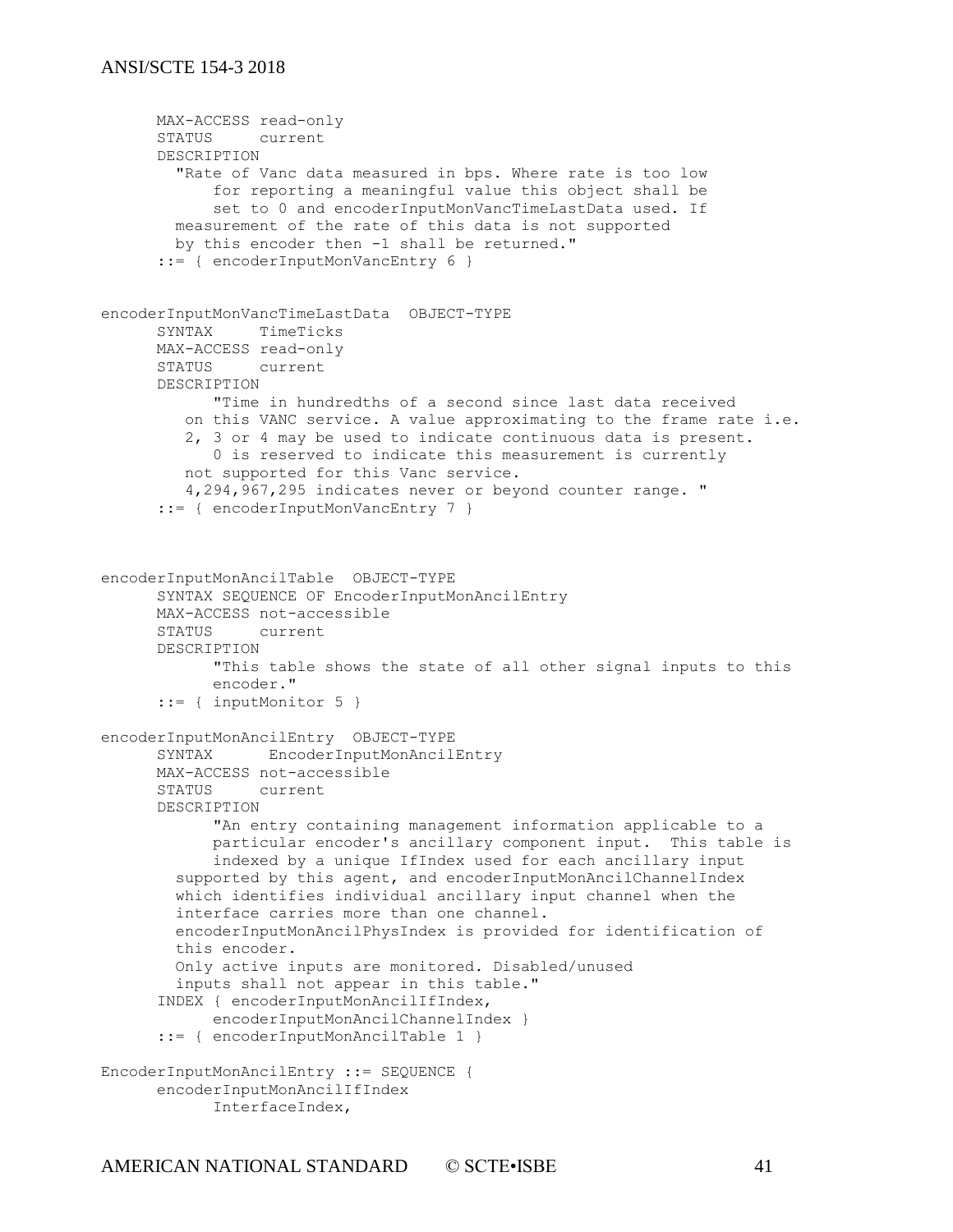```
      MAX-ACCESS read-only
      STATUS     current
      DESCRIPTION
        "Rate of Vanc data measured in bps. Where rate is too low
            for reporting a meaningful value this object shall be
            set to 0 and encoderInputMonVancTimeLastData used. If
        measurement of the rate of this data is not supported
        by this encoder then -1 shall be returned."
      ::= { encoderInputMonVancEntry 6 }


encoderInputMonVancTimeLastData  OBJECT-TYPE
      SYNTAX     TimeTicks
      MAX-ACCESS read-only
      STATUS     current
      DESCRIPTION
            "Time in hundredths of a second since last data received
         on this VANC service. A value approximating to the frame rate i.e.
         2, 3 or 4 may be used to indicate continuous data is present.
            0 is reserved to indicate this measurement is currently
         not supported for this Vanc service.
         4,294,967,295 indicates never or beyond counter range. "
      ::= { encoderInputMonVancEntry 7 }



encoderInputMonAncilTable  OBJECT-TYPE
      SYNTAX SEQUENCE OF EncoderInputMonAncilEntry
      MAX-ACCESS not-accessible
      STATUS     current
      DESCRIPTION
            "This table shows the state of all other signal inputs to this
            encoder."
      ::= { inputMonitor 5 }

encoderInputMonAncilEntry  OBJECT-TYPE
      SYNTAX      EncoderInputMonAncilEntry
      MAX-ACCESS not-accessible
      STATUS     current
      DESCRIPTION
            "An entry containing management information applicable to a
            particular encoder's ancillary component input.  This table is
            indexed by a unique IfIndex used for each ancillary input
        supported by this agent, and encoderInputMonAncilChannelIndex
        which identifies individual ancillary input channel when the
        interface carries more than one channel.
        encoderInputMonAncilPhysIndex is provided for identification of
        this encoder.
        Only active inputs are monitored. Disabled/unused
        inputs shall not appear in this table."
      INDEX { encoderInputMonAncilIfIndex,
            encoderInputMonAncilChannelIndex }
      ::= { encoderInputMonAncilTable 1 }

EncoderInputMonAncilEntry ::= SEQUENCE {
      encoderInputMonAncilIfIndex
            InterfaceIndex,
```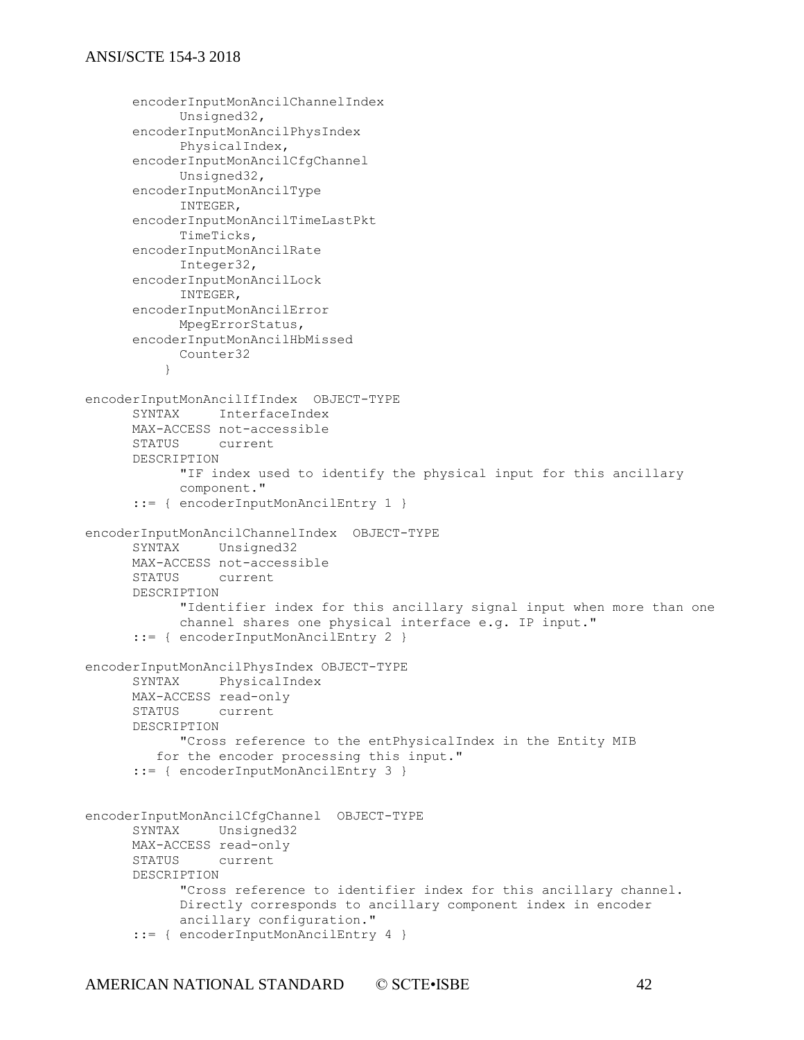```
      encoderInputMonAncilChannelIndex
            Unsigned32,
      encoderInputMonAncilPhysIndex
            PhysicalIndex,
      encoderInputMonAncilCfgChannel
            Unsigned32,
      encoderInputMonAncilType
            INTEGER,
      encoderInputMonAncilTimeLastPkt
            TimeTicks,
      encoderInputMonAncilRate
            Integer32,
      encoderInputMonAncilLock
            INTEGER,
      encoderInputMonAncilError
            MpegErrorStatus,
      encoderInputMonAncilHbMissed
            Counter32
          }

encoderInputMonAncilIfIndex  OBJECT-TYPE
      SYNTAX     InterfaceIndex
      MAX-ACCESS not-accessible
      STATUS     current
      DESCRIPTION
            "IF index used to identify the physical input for this ancillary
            component."
      ::= { encoderInputMonAncilEntry 1 }

encoderInputMonAncilChannelIndex  OBJECT-TYPE
      SYNTAX     Unsigned32
      MAX-ACCESS not-accessible
      STATUS     current
      DESCRIPTION
            "Identifier index for this ancillary signal input when more than one
            channel shares one physical interface e.g. IP input."
      ::= { encoderInputMonAncilEntry 2 }

encoderInputMonAncilPhysIndex OBJECT-TYPE
      SYNTAX     PhysicalIndex
      MAX-ACCESS read-only
      STATUS     current
      DESCRIPTION
            "Cross reference to the entPhysicalIndex in the Entity MIB
         for the encoder processing this input."
      ::= { encoderInputMonAncilEntry 3 }


encoderInputMonAncilCfgChannel  OBJECT-TYPE
      SYNTAX     Unsigned32
      MAX-ACCESS read-only
      STATUS     current
      DESCRIPTION
            "Cross reference to identifier index for this ancillary channel.
            Directly corresponds to ancillary component index in encoder
            ancillary configuration."
      ::= { encoderInputMonAncilEntry 4 }
```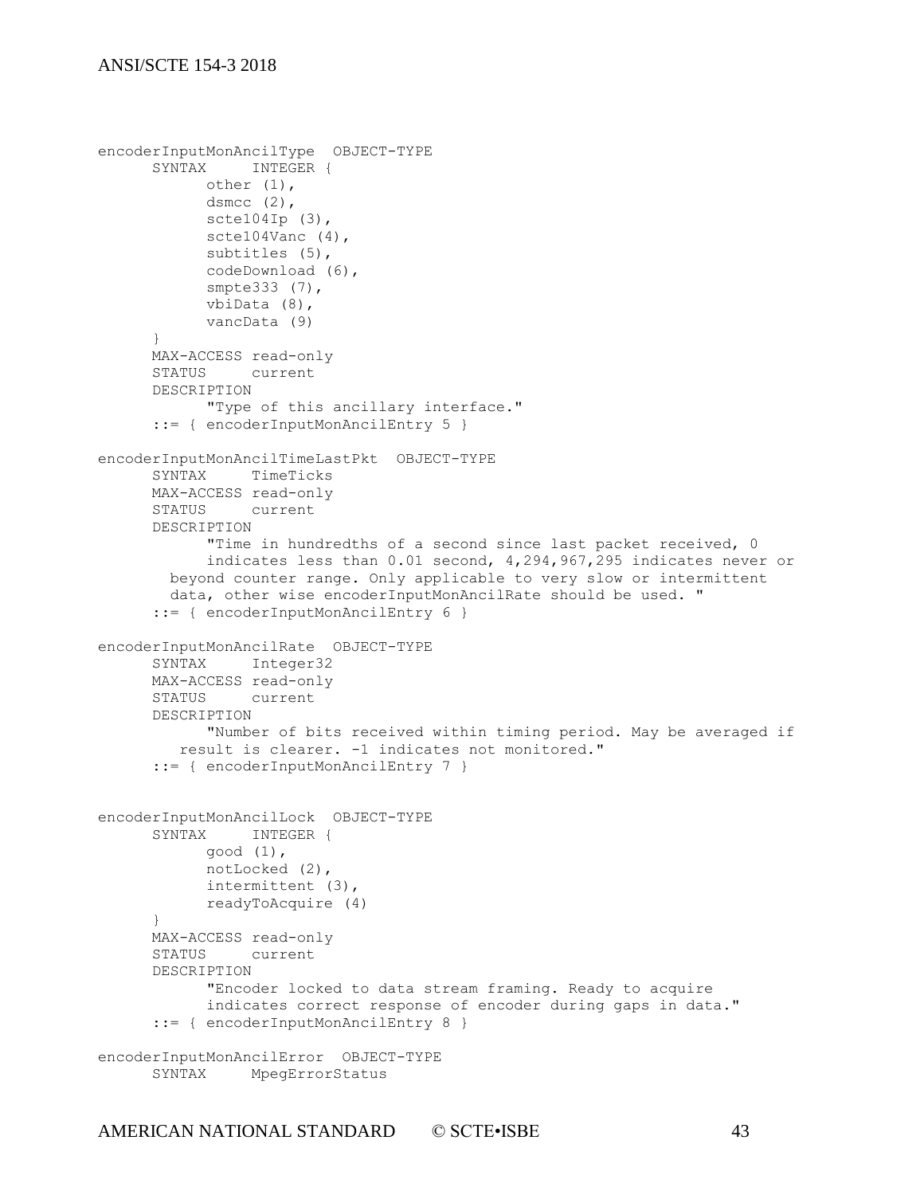```
encoderInputMonAncilType  OBJECT-TYPE
      SYNTAX     INTEGER {
            other (1),
            dsmcc (2),
            scte104Ip (3),
            scte104Vanc (4),
            subtitles (5),
            codeDownload (6),
            smpte333 (7),
            vbiData (8),
            vancData (9)
      }
      MAX-ACCESS read-only
      STATUS     current
      DESCRIPTION
            "Type of this ancillary interface."
      ::= { encoderInputMonAncilEntry 5 }

encoderInputMonAncilTimeLastPkt  OBJECT-TYPE
      SYNTAX     TimeTicks
      MAX-ACCESS read-only
      STATUS     current
      DESCRIPTION
            "Time in hundredths of a second since last packet received, 0
            indicates less than 0.01 second, 4,294,967,295 indicates never or
        beyond counter range. Only applicable to very slow or intermittent
        data, other wise encoderInputMonAncilRate should be used. "
      ::= { encoderInputMonAncilEntry 6 }

encoderInputMonAncilRate  OBJECT-TYPE
      SYNTAX     Integer32
      MAX-ACCESS read-only
      STATUS     current
      DESCRIPTION
            "Number of bits received within timing period. May be averaged if
         result is clearer. -1 indicates not monitored."
      ::= { encoderInputMonAncilEntry 7 }


encoderInputMonAncilLock  OBJECT-TYPE
      SYNTAX     INTEGER {
            good (1),
            notLocked (2),
            intermittent (3),
            readyToAcquire (4)
      }
      MAX-ACCESS read-only
      STATUS     current
      DESCRIPTION
            "Encoder locked to data stream framing. Ready to acquire
            indicates correct response of encoder during gaps in data."
      ::= { encoderInputMonAncilEntry 8 }

encoderInputMonAncilError  OBJECT-TYPE
      SYNTAX     MpegErrorStatus
```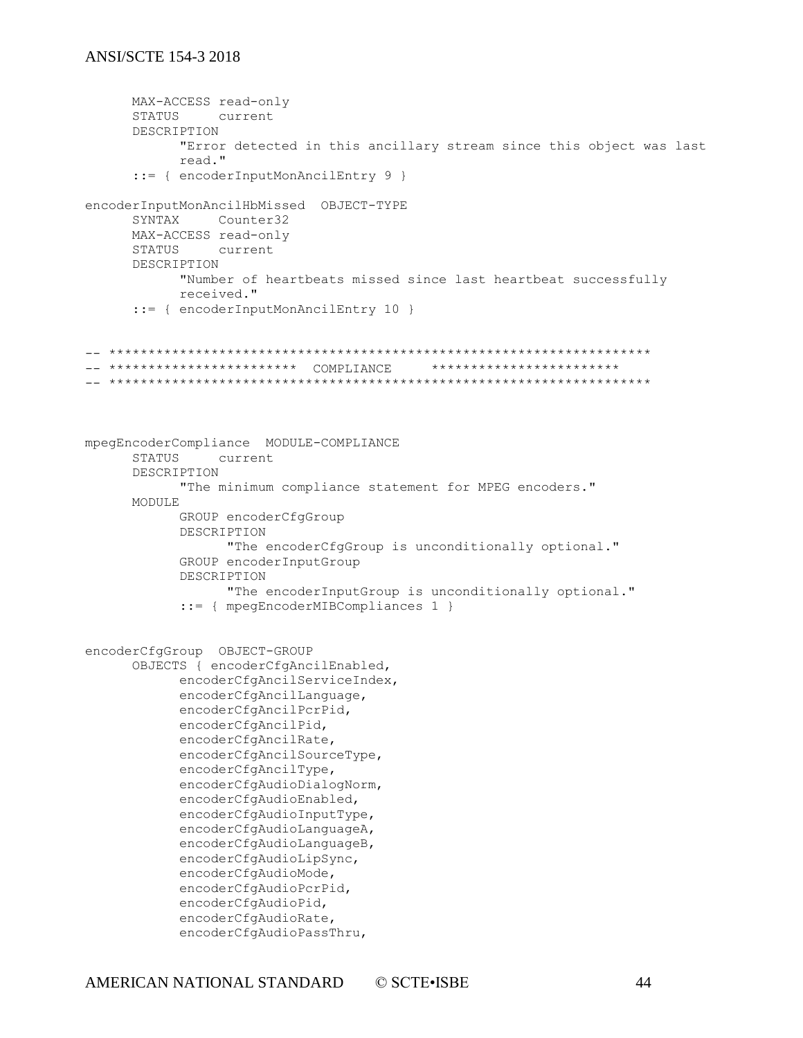```
      MAX-ACCESS read-only
      STATUS     current
      DESCRIPTION
            "Error detected in this ancillary stream since this object was last
            read."
      ::= { encoderInputMonAncilEntry 9 }

encoderInputMonAncilHbMissed  OBJECT-TYPE
      SYNTAX     Counter32
      MAX-ACCESS read-only
      STATUS     current
      DESCRIPTION
            "Number of heartbeats missed since last heartbeat successfully
            received."
      ::= { encoderInputMonAncilEntry 10 }


-- *******************************************************************
-- ************************  COMPLIANCE     ************************
-- *******************************************************************



mpegEncoderCompliance  MODULE-COMPLIANCE
      STATUS     current
      DESCRIPTION
            "The minimum compliance statement for MPEG encoders."
      MODULE
            GROUP encoderCfgGroup
            DESCRIPTION
                  "The encoderCfgGroup is unconditionally optional."
            GROUP encoderInputGroup
            DESCRIPTION
                  "The encoderInputGroup is unconditionally optional."
            ::= { mpegEncoderMIBCompliances 1 }


encoderCfgGroup  OBJECT-GROUP
      OBJECTS { encoderCfgAncilEnabled,
            encoderCfgAncilServiceIndex,
            encoderCfgAncilLanguage,
            encoderCfgAncilPcrPid,
            encoderCfgAncilPid,
            encoderCfgAncilRate,
            encoderCfgAncilSourceType,
            encoderCfgAncilType,
            encoderCfgAudioDialogNorm,
            encoderCfgAudioEnabled,
            encoderCfgAudioInputType,
            encoderCfgAudioLanguageA,
            encoderCfgAudioLanguageB,
            encoderCfgAudioLipSync,
            encoderCfgAudioMode,
            encoderCfgAudioPcrPid,
            encoderCfgAudioPid,
            encoderCfgAudioRate,
            encoderCfgAudioPassThru,
```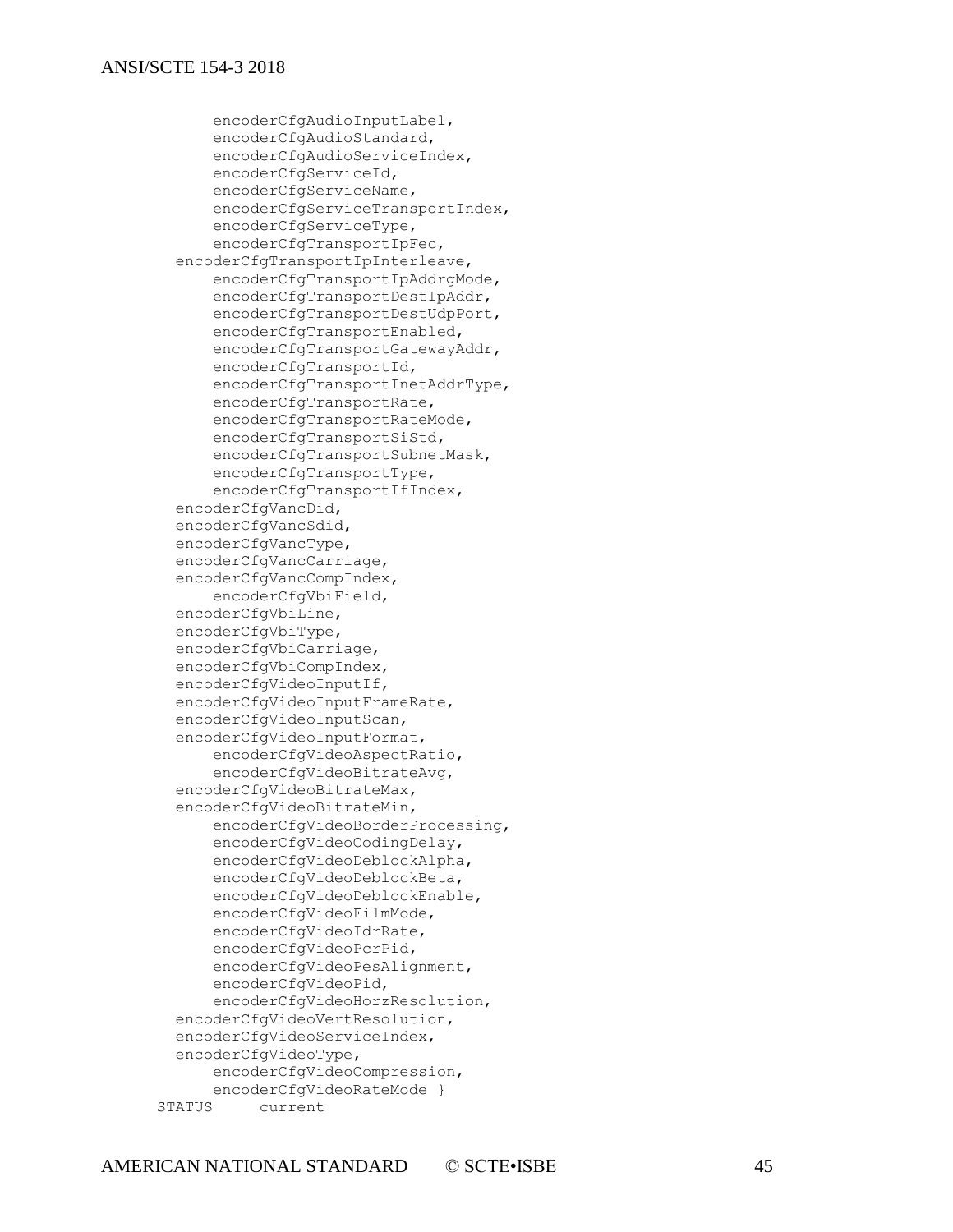```
        encoderCfgAudioInputLabel,
        encoderCfgAudioStandard,
        encoderCfgAudioServiceIndex,
        encoderCfgServiceId,
        encoderCfgServiceName,
        encoderCfgServiceTransportIndex,
        encoderCfgServiceType,
        encoderCfgTransportIpFec,
    encoderCfgTransportIpInterleave,
        encoderCfgTransportIpAddrgMode,
        encoderCfgTransportDestIpAddr,
        encoderCfgTransportDestUdpPort,
        encoderCfgTransportEnabled,
        encoderCfgTransportGatewayAddr,
        encoderCfgTransportId,
        encoderCfgTransportInetAddrType,
        encoderCfgTransportRate,
        encoderCfgTransportRateMode,
        encoderCfgTransportSiStd,
        encoderCfgTransportSubnetMask,
        encoderCfgTransportType,
        encoderCfgTransportIfIndex,
    encoderCfgVancDid,
    encoderCfgVancSdid,
    encoderCfgVancType,
    encoderCfgVancCarriage,
    encoderCfgVancCompIndex,
        encoderCfgVbiField,
    encoderCfgVbiLine,
    encoderCfgVbiType,
    encoderCfgVbiCarriage,
    encoderCfgVbiCompIndex,
    encoderCfgVideoInputIf,
    encoderCfgVideoInputFrameRate,
    encoderCfgVideoInputScan,
    encoderCfgVideoInputFormat,
        encoderCfgVideoAspectRatio,
        encoderCfgVideoBitrateAvg,
    encoderCfgVideoBitrateMax,
    encoderCfgVideoBitrateMin,
        encoderCfgVideoBorderProcessing,
        encoderCfgVideoCodingDelay,
        encoderCfgVideoDeblockAlpha,
        encoderCfgVideoDeblockBeta,
        encoderCfgVideoDeblockEnable,
        encoderCfgVideoFilmMode,
        encoderCfgVideoIdrRate,
        encoderCfgVideoPcrPid,
        encoderCfgVideoPesAlignment,
        encoderCfgVideoPid,
        encoderCfgVideoHorzResolution,
    encoderCfgVideoVertResolution,
    encoderCfgVideoServiceIndex,
    encoderCfgVideoType,
        encoderCfgVideoCompression,
        encoderCfgVideoRateMode }
  STATUS      current
```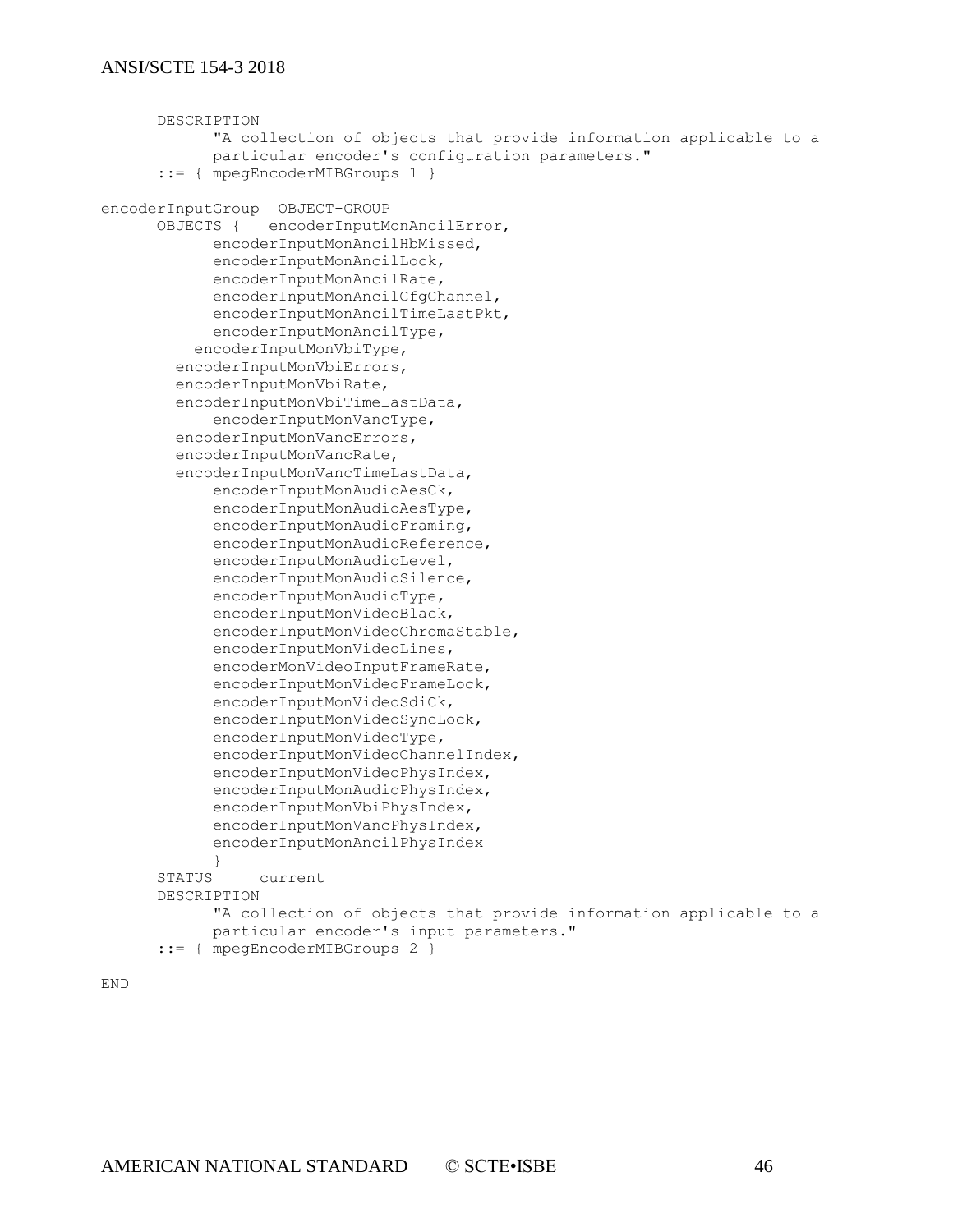```
      DESCRIPTION
            "A collection of objects that provide information applicable to a
            particular encoder's configuration parameters."
      ::= { mpegEncoderMIBGroups 1 }

encoderInputGroup  OBJECT-GROUP
      OBJECTS {   encoderInputMonAncilError,
            encoderInputMonAncilHbMissed,
            encoderInputMonAncilLock,
            encoderInputMonAncilRate,
            encoderInputMonAncilCfgChannel,
            encoderInputMonAncilTimeLastPkt,
            encoderInputMonAncilType,
          encoderInputMonVbiType,
        encoderInputMonVbiErrors,
        encoderInputMonVbiRate,
        encoderInputMonVbiTimeLastData,
            encoderInputMonVancType,
        encoderInputMonVancErrors,
        encoderInputMonVancRate,
        encoderInputMonVancTimeLastData,
            encoderInputMonAudioAesCk,
            encoderInputMonAudioAesType,
            encoderInputMonAudioFraming,
            encoderInputMonAudioReference,
            encoderInputMonAudioLevel,
            encoderInputMonAudioSilence,
            encoderInputMonAudioType,
            encoderInputMonVideoBlack,
            encoderInputMonVideoChromaStable,
            encoderInputMonVideoLines,
            encoderMonVideoInputFrameRate,
            encoderInputMonVideoFrameLock,
            encoderInputMonVideoSdiCk,
            encoderInputMonVideoSyncLock,
            encoderInputMonVideoType,
            encoderInputMonVideoChannelIndex,
            encoderInputMonVideoPhysIndex,
            encoderInputMonAudioPhysIndex,
            encoderInputMonVbiPhysIndex,
            encoderInputMonVancPhysIndex,
            encoderInputMonAncilPhysIndex
            }
      STATUS     current
      DESCRIPTION
            "A collection of objects that provide information applicable to a
            particular encoder's input parameters."
      ::= { mpegEncoderMIBGroups 2 }

END
```